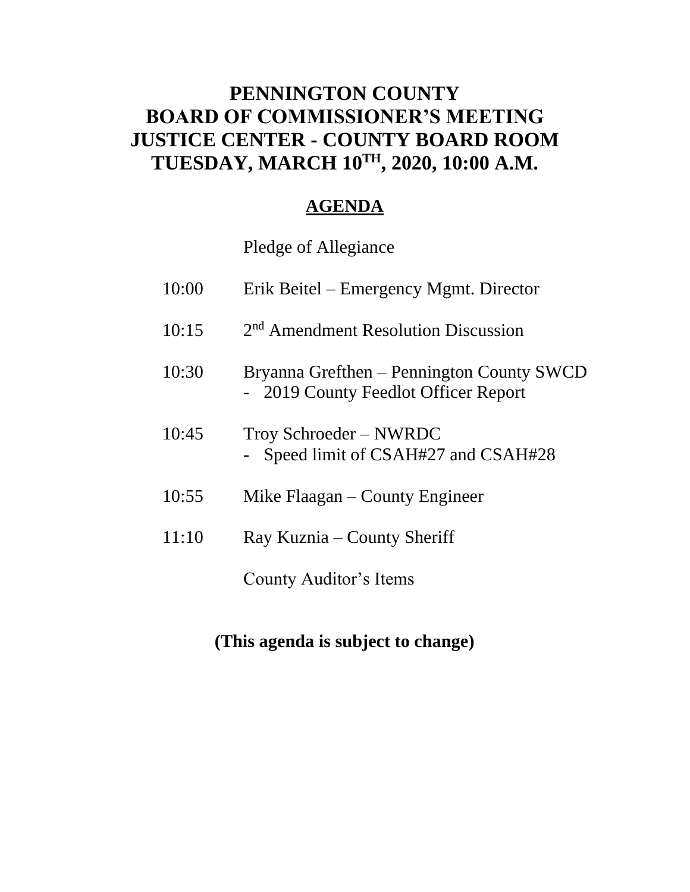# PENNINGTON COUNTY
# BOARD OF COMMISSIONER'S MEETING
# JUSTICE CENTER - COUNTY BOARD ROOM
# TUESDAY, MARCH 10TH, 2020, 10:00 A.M.

## AGENDA

Pledge of Allegiance

10:00 Erik Beitel – Emergency Mgmt. Director

10:15 2nd Amendment Resolution Discussion

10:30 Bryanna Grefthen – Pennington County SWCD
- 2019 County Feedlot Officer Report

10:45 Troy Schroeder – NWRDC
- Speed limit of CSAH#27 and CSAH#28

10:55 Mike Flaagan – County Engineer

11:10 Ray Kuznia – County Sheriff

County Auditor's Items

**(This agenda is subject to change)**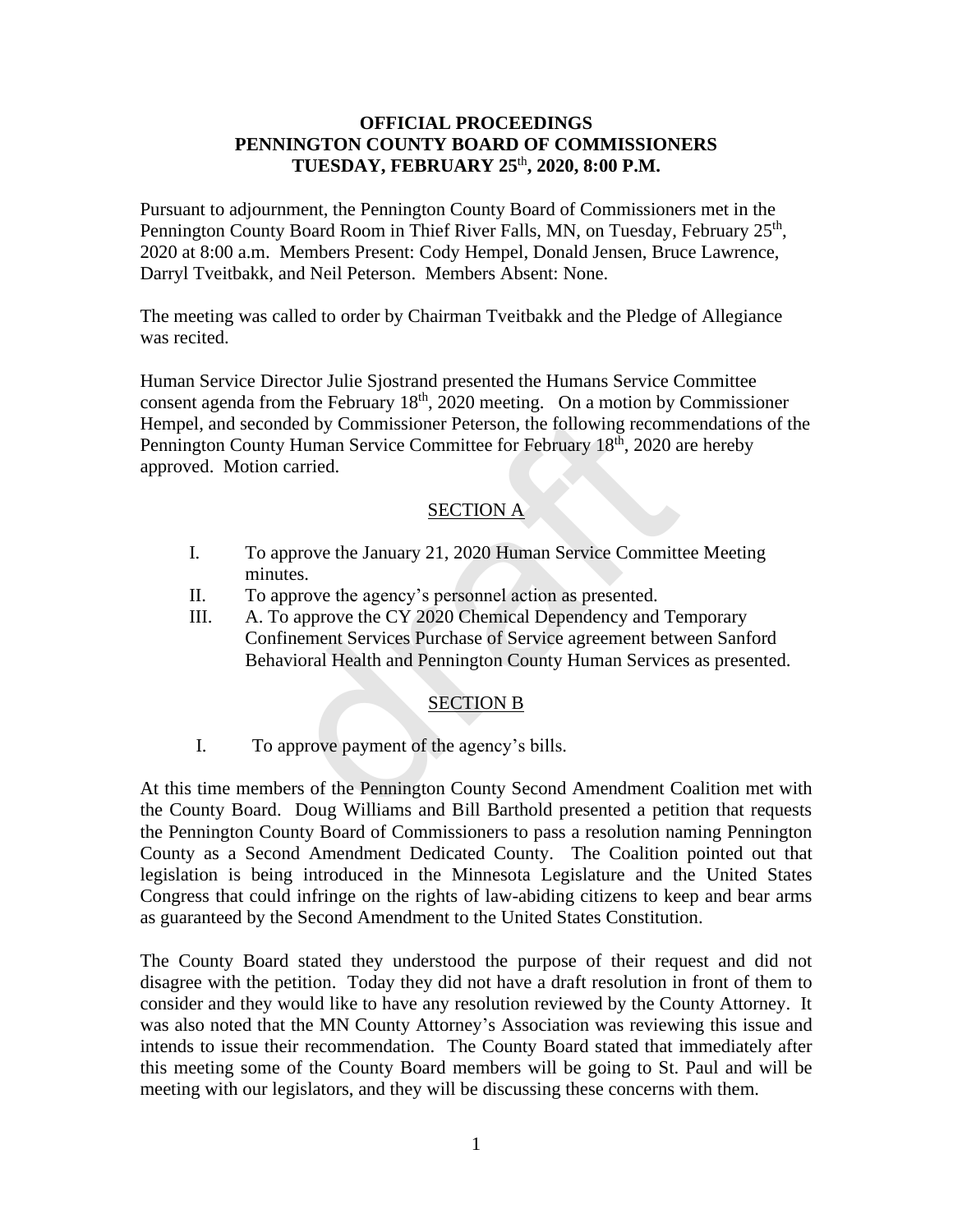**OFFICIAL PROCEEDINGS**
**PENNINGTON COUNTY BOARD OF COMMISSIONERS**
**TUESDAY, FEBRUARY 25th, 2020, 8:00 P.M.**

Pursuant to adjournment, the Pennington County Board of Commissioners met in the Pennington County Board Room in Thief River Falls, MN, on Tuesday, February 25th, 2020 at 8:00 a.m. Members Present: Cody Hempel, Donald Jensen, Bruce Lawrence, Darryl Tveitbakk, and Neil Peterson. Members Absent: None.

The meeting was called to order by Chairman Tveitbakk and the Pledge of Allegiance was recited.

Human Service Director Julie Sjostrand presented the Humans Service Committee consent agenda from the February 18th, 2020 meeting. On a motion by Commissioner Hempel, and seconded by Commissioner Peterson, the following recommendations of the Pennington County Human Service Committee for February 18th, 2020 are hereby approved. Motion carried.

SECTION A

I. To approve the January 21, 2020 Human Service Committee Meeting minutes.
II. To approve the agency's personnel action as presented.
III. A. To approve the CY 2020 Chemical Dependency and Temporary Confinement Services Purchase of Service agreement between Sanford Behavioral Health and Pennington County Human Services as presented.

SECTION B

I. To approve payment of the agency's bills.

At this time members of the Pennington County Second Amendment Coalition met with the County Board. Doug Williams and Bill Barthold presented a petition that requests the Pennington County Board of Commissioners to pass a resolution naming Pennington County as a Second Amendment Dedicated County. The Coalition pointed out that legislation is being introduced in the Minnesota Legislature and the United States Congress that could infringe on the rights of law-abiding citizens to keep and bear arms as guaranteed by the Second Amendment to the United States Constitution.

The County Board stated they understood the purpose of their request and did not disagree with the petition. Today they did not have a draft resolution in front of them to consider and they would like to have any resolution reviewed by the County Attorney. It was also noted that the MN County Attorney's Association was reviewing this issue and intends to issue their recommendation. The County Board stated that immediately after this meeting some of the County Board members will be going to St. Paul and will be meeting with our legislators, and they will be discussing these concerns with them.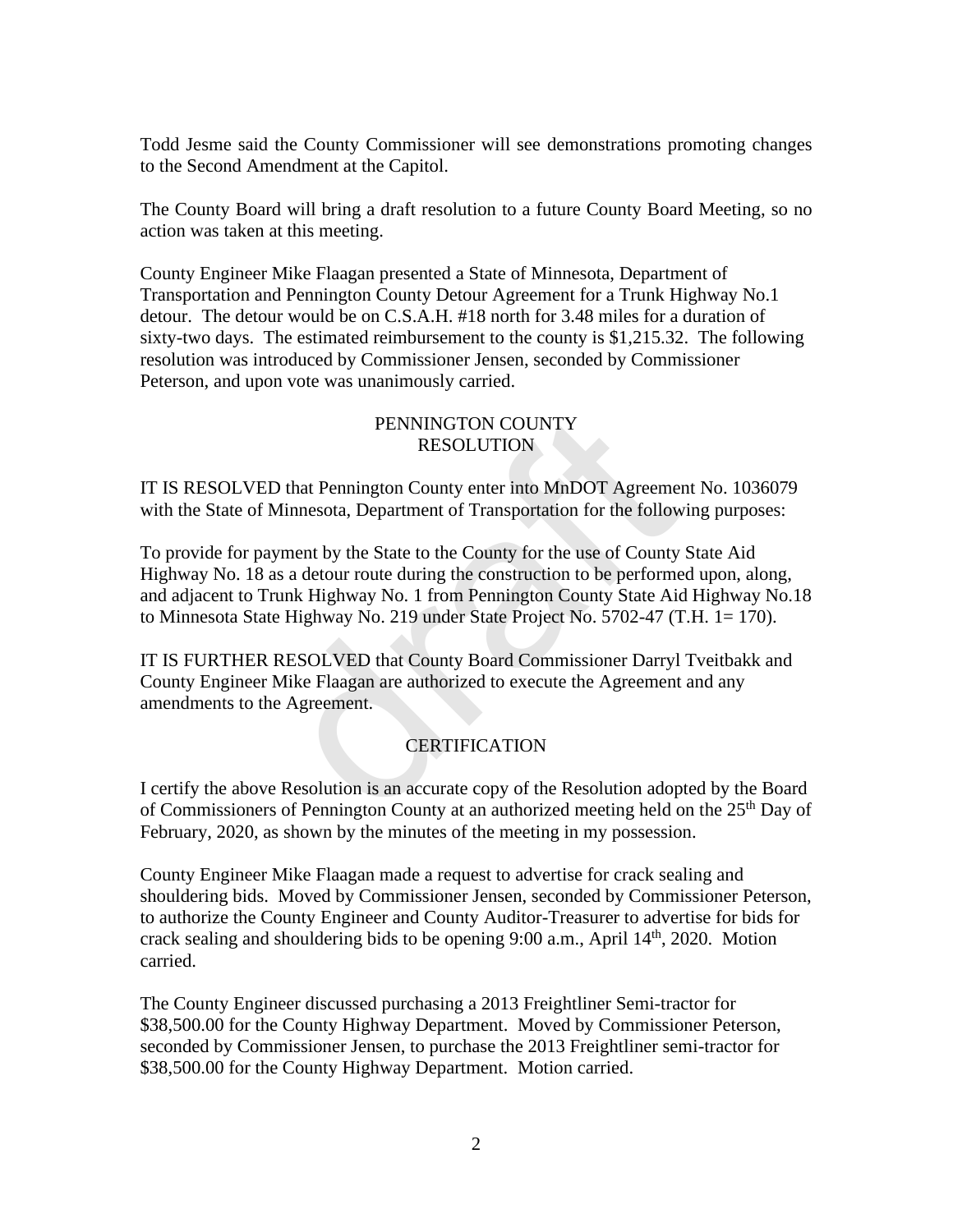Todd Jesme said the County Commissioner will see demonstrations promoting changes to the Second Amendment at the Capitol.

The County Board will bring a draft resolution to a future County Board Meeting, so no action was taken at this meeting.

County Engineer Mike Flaagan presented a State of Minnesota, Department of Transportation and Pennington County Detour Agreement for a Trunk Highway No.1 detour. The detour would be on C.S.A.H. #18 north for 3.48 miles for a duration of sixty-two days. The estimated reimbursement to the county is $1,215.32. The following resolution was introduced by Commissioner Jensen, seconded by Commissioner Peterson, and upon vote was unanimously carried.

PENNINGTON COUNTY
RESOLUTION

IT IS RESOLVED that Pennington County enter into MnDOT Agreement No. 1036079 with the State of Minnesota, Department of Transportation for the following purposes:

To provide for payment by the State to the County for the use of County State Aid Highway No. 18 as a detour route during the construction to be performed upon, along, and adjacent to Trunk Highway No. 1 from Pennington County State Aid Highway No.18 to Minnesota State Highway No. 219 under State Project No. 5702-47 (T.H. 1= 170).

IT IS FURTHER RESOLVED that County Board Commissioner Darryl Tveitbakk and County Engineer Mike Flaagan are authorized to execute the Agreement and any amendments to the Agreement.

CERTIFICATION

I certify the above Resolution is an accurate copy of the Resolution adopted by the Board of Commissioners of Pennington County at an authorized meeting held on the 25th Day of February, 2020, as shown by the minutes of the meeting in my possession.

County Engineer Mike Flaagan made a request to advertise for crack sealing and shouldering bids. Moved by Commissioner Jensen, seconded by Commissioner Peterson, to authorize the County Engineer and County Auditor-Treasurer to advertise for bids for crack sealing and shouldering bids to be opening 9:00 a.m., April 14th, 2020. Motion carried.

The County Engineer discussed purchasing a 2013 Freightliner Semi-tractor for $38,500.00 for the County Highway Department. Moved by Commissioner Peterson, seconded by Commissioner Jensen, to purchase the 2013 Freightliner semi-tractor for $38,500.00 for the County Highway Department. Motion carried.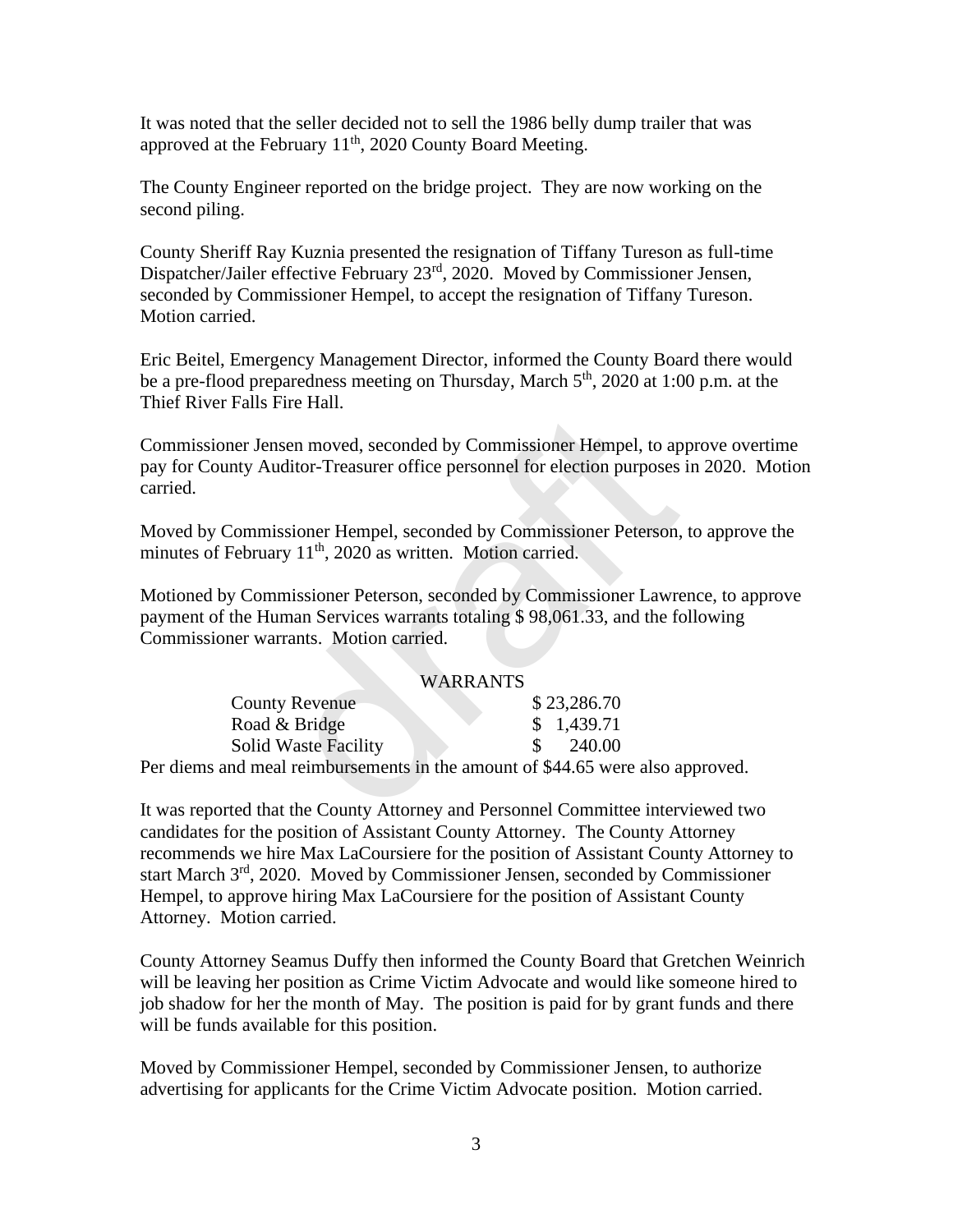It was noted that the seller decided not to sell the 1986 belly dump trailer that was approved at the February 11th, 2020 County Board Meeting.

The County Engineer reported on the bridge project. They are now working on the second piling.

County Sheriff Ray Kuznia presented the resignation of Tiffany Tureson as full-time Dispatcher/Jailer effective February 23rd, 2020. Moved by Commissioner Jensen, seconded by Commissioner Hempel, to accept the resignation of Tiffany Tureson. Motion carried.

Eric Beitel, Emergency Management Director, informed the County Board there would be a pre-flood preparedness meeting on Thursday, March 5th, 2020 at 1:00 p.m. at the Thief River Falls Fire Hall.

Commissioner Jensen moved, seconded by Commissioner Hempel, to approve overtime pay for County Auditor-Treasurer office personnel for election purposes in 2020. Motion carried.

Moved by Commissioner Hempel, seconded by Commissioner Peterson, to approve the minutes of February 11th, 2020 as written. Motion carried.

Motioned by Commissioner Peterson, seconded by Commissioner Lawrence, to approve payment of the Human Services warrants totaling $ 98,061.33, and the following Commissioner warrants. Motion carried.

| WARRANTS | |
|---|---|
| County Revenue | $ 23,286.70 |
| Road & Bridge | $ 1,439.71 |
| Solid Waste Facility | $ 240.00 |

Per diems and meal reimbursements in the amount of $44.65 were also approved.

It was reported that the County Attorney and Personnel Committee interviewed two candidates for the position of Assistant County Attorney. The County Attorney recommends we hire Max LaCoursiere for the position of Assistant County Attorney to start March 3rd, 2020. Moved by Commissioner Jensen, seconded by Commissioner Hempel, to approve hiring Max LaCoursiere for the position of Assistant County Attorney. Motion carried.

County Attorney Seamus Duffy then informed the County Board that Gretchen Weinrich will be leaving her position as Crime Victim Advocate and would like someone hired to job shadow for her the month of May. The position is paid for by grant funds and there will be funds available for this position.

Moved by Commissioner Hempel, seconded by Commissioner Jensen, to authorize advertising for applicants for the Crime Victim Advocate position. Motion carried.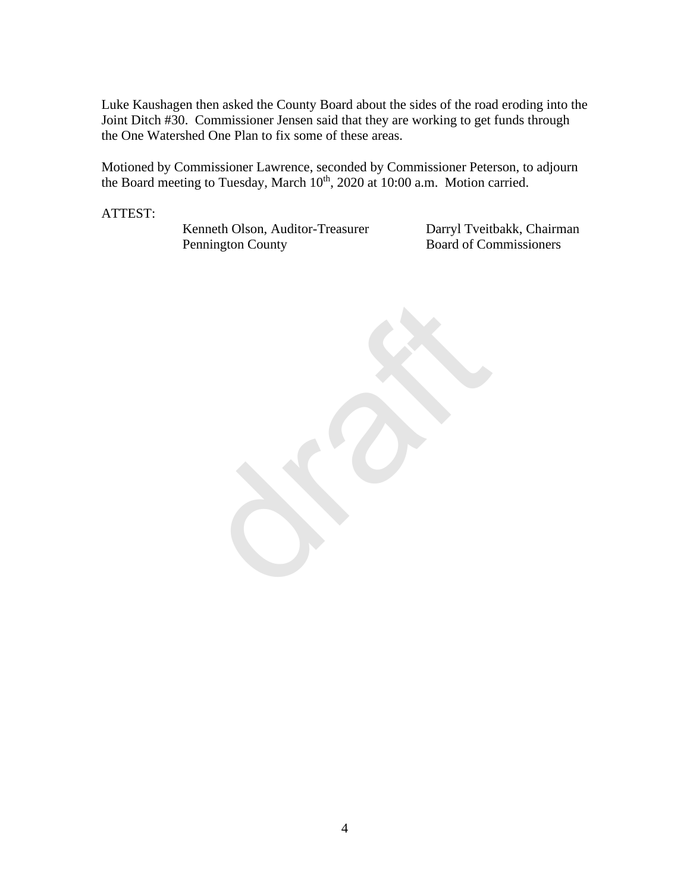Luke Kaushagen then asked the County Board about the sides of the road eroding into the Joint Ditch #30. Commissioner Jensen said that they are working to get funds through the One Watershed One Plan to fix some of these areas.

Motioned by Commissioner Lawrence, seconded by Commissioner Peterson, to adjourn the Board meeting to Tuesday, March 10th, 2020 at 10:00 a.m. Motion carried.

ATTEST:

Kenneth Olson, Auditor-Treasurer
Pennington County

Darryl Tveitbakk, Chairman
Board of Commissioners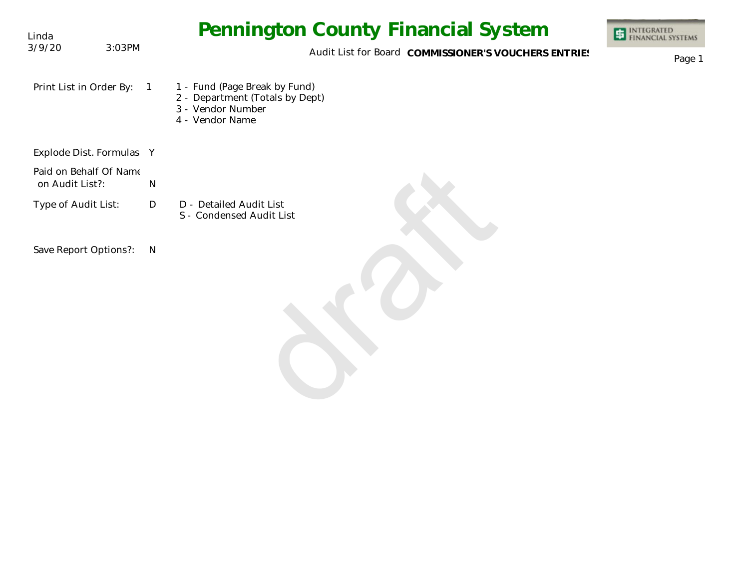Linda
3/9/20 3:03PM

# Pennington County Financial System

Audit List for Board **COMMISSIONER'S VOUCHERS ENTRIES**

| | | |
|---|---|---|
| Print List in Order By: | 1 | 1 - Fund (Page Break by Fund)<br>2 - Department (Totals by Dept)<br>3 - Vendor Number<br>4 - Vendor Name |
| Explode Dist. Formulas | Y | |
| Paid on Behalf Of Name on Audit List?: | N | |
| Type of Audit List: | D | D - Detailed Audit List<br>S - Condensed Audit List |
| Save Report Options?: | N | |

draft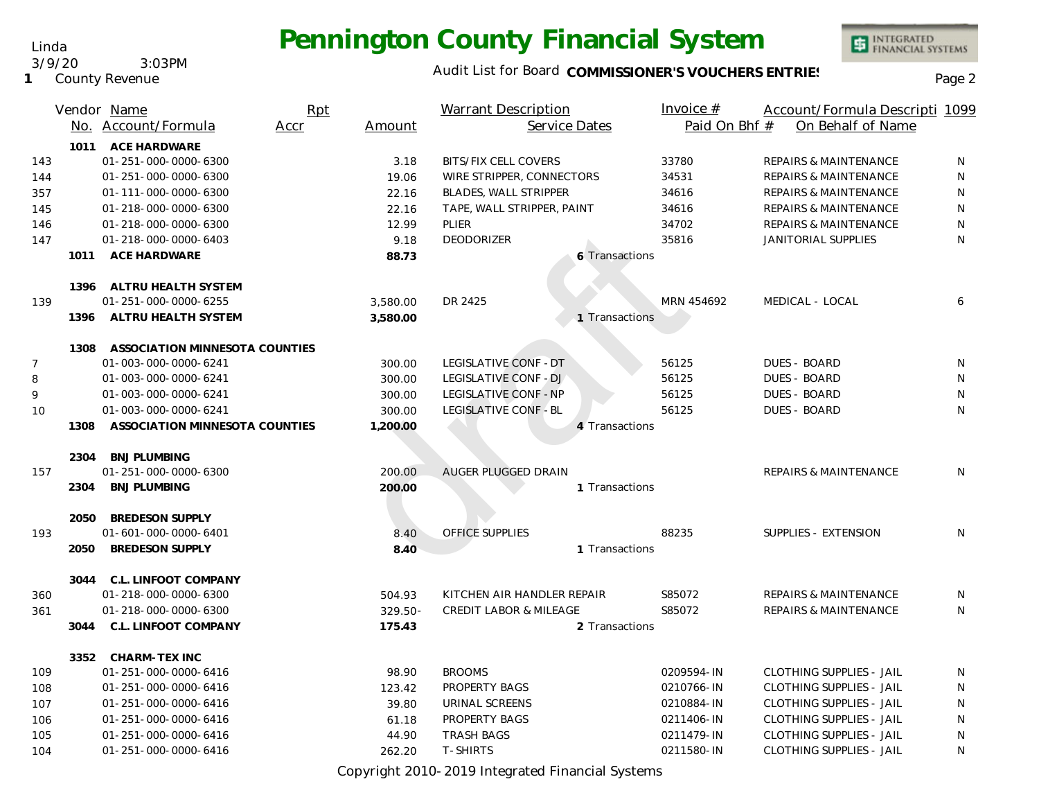# Pennington County Financial System

Linda
3/9/20 3:03PM
1 County Revenue

Audit List for Board **COMMISSIONER'S VOUCHERS ENTRIES**

| | Vendor No. | Name / Account/Formula | Rpt Accr | Amount | Warrant Description / Service Dates | Invoice # / Paid On Bhf # | Account/Formula Descripti / On Behalf of Name | 1099 |
|---|---|---|---|---|---|---|---|---|
| | 1011 | **ACE HARDWARE** | | | | | | |
| 143 | | 01-251-000-0000-6300 | | 3.18 | BITS/FIX CELL COVERS | 33780 | REPAIRS & MAINTENANCE | N |
| 144 | | 01-251-000-0000-6300 | | 19.06 | WIRE STRIPPER, CONNECTORS | 34531 | REPAIRS & MAINTENANCE | N |
| 357 | | 01-111-000-0000-6300 | | 22.16 | BLADES, WALL STRIPPER | 34616 | REPAIRS & MAINTENANCE | N |
| 145 | | 01-218-000-0000-6300 | | 22.16 | TAPE, WALL STRIPPER, PAINT | 34616 | REPAIRS & MAINTENANCE | N |
| 146 | | 01-218-000-0000-6300 | | 12.99 | PLIER | 34702 | REPAIRS & MAINTENANCE | N |
| 147 | | 01-218-000-0000-6403 | | 9.18 | DEODORIZER | 35816 | JANITORIAL SUPPLIES | N |
| | 1011 | **ACE HARDWARE** | | **88.73** | 6 Transactions | | | |
| | 1396 | **ALTRU HEALTH SYSTEM** | | | | | | |
| 139 | | 01-251-000-0000-6255 | | 3,580.00 | DR 2425 | MRN 454692 | MEDICAL - LOCAL | 6 |
| | 1396 | **ALTRU HEALTH SYSTEM** | | **3,580.00** | 1 Transactions | | | |
| | 1308 | **ASSOCIATION MINNESOTA COUNTIES** | | | | | | |
| 7 | | 01-003-000-0000-6241 | | 300.00 | LEGISLATIVE CONF - DT | 56125 | DUES - BOARD | N |
| 8 | | 01-003-000-0000-6241 | | 300.00 | LEGISLATIVE CONF - DJ | 56125 | DUES - BOARD | N |
| 9 | | 01-003-000-0000-6241 | | 300.00 | LEGISLATIVE CONF - NP | 56125 | DUES - BOARD | N |
| 10 | | 01-003-000-0000-6241 | | 300.00 | LEGISLATIVE CONF - BL | 56125 | DUES - BOARD | N |
| | 1308 | **ASSOCIATION MINNESOTA COUNTIES** | | **1,200.00** | 4 Transactions | | | |
| | 2304 | **BNJ PLUMBING** | | | | | | |
| 157 | | 01-251-000-0000-6300 | | 200.00 | AUGER PLUGGED DRAIN | | REPAIRS & MAINTENANCE | N |
| | 2304 | **BNJ PLUMBING** | | **200.00** | 1 Transactions | | | |
| | 2050 | **BREDESON SUPPLY** | | | | | | |
| 193 | | 01-601-000-0000-6401 | | 8.40 | OFFICE SUPPLIES | 88235 | SUPPLIES - EXTENSION | N |
| | 2050 | **BREDESON SUPPLY** | | **8.40** | 1 Transactions | | | |
| | 3044 | **C.L. LINFOOT COMPANY** | | | | | | |
| 360 | | 01-218-000-0000-6300 | | 504.93 | KITCHEN AIR HANDLER REPAIR | S85072 | REPAIRS & MAINTENANCE | N |
| 361 | | 01-218-000-0000-6300 | | 329.50- | CREDIT LABOR & MILEAGE | S85072 | REPAIRS & MAINTENANCE | N |
| | 3044 | **C.L. LINFOOT COMPANY** | | **175.43** | 2 Transactions | | | |
| | 3352 | **CHARM-TEX INC** | | | | | | |
| 109 | | 01-251-000-0000-6416 | | 98.90 | BROOMS | 0209594-IN | CLOTHING SUPPLIES - JAIL | N |
| 108 | | 01-251-000-0000-6416 | | 123.42 | PROPERTY BAGS | 0210766-IN | CLOTHING SUPPLIES - JAIL | N |
| 107 | | 01-251-000-0000-6416 | | 39.80 | URINAL SCREENS | 0210884-IN | CLOTHING SUPPLIES - JAIL | N |
| 106 | | 01-251-000-0000-6416 | | 61.18 | PROPERTY BAGS | 0211406-IN | CLOTHING SUPPLIES - JAIL | N |
| 105 | | 01-251-000-0000-6416 | | 44.90 | TRASH BAGS | 0211479-IN | CLOTHING SUPPLIES - JAIL | N |
| 104 | | 01-251-000-0000-6416 | | 262.20 | T-SHIRTS | 0211580-IN | CLOTHING SUPPLIES - JAIL | N |

Copyright 2010-2019 Integrated Financial Systems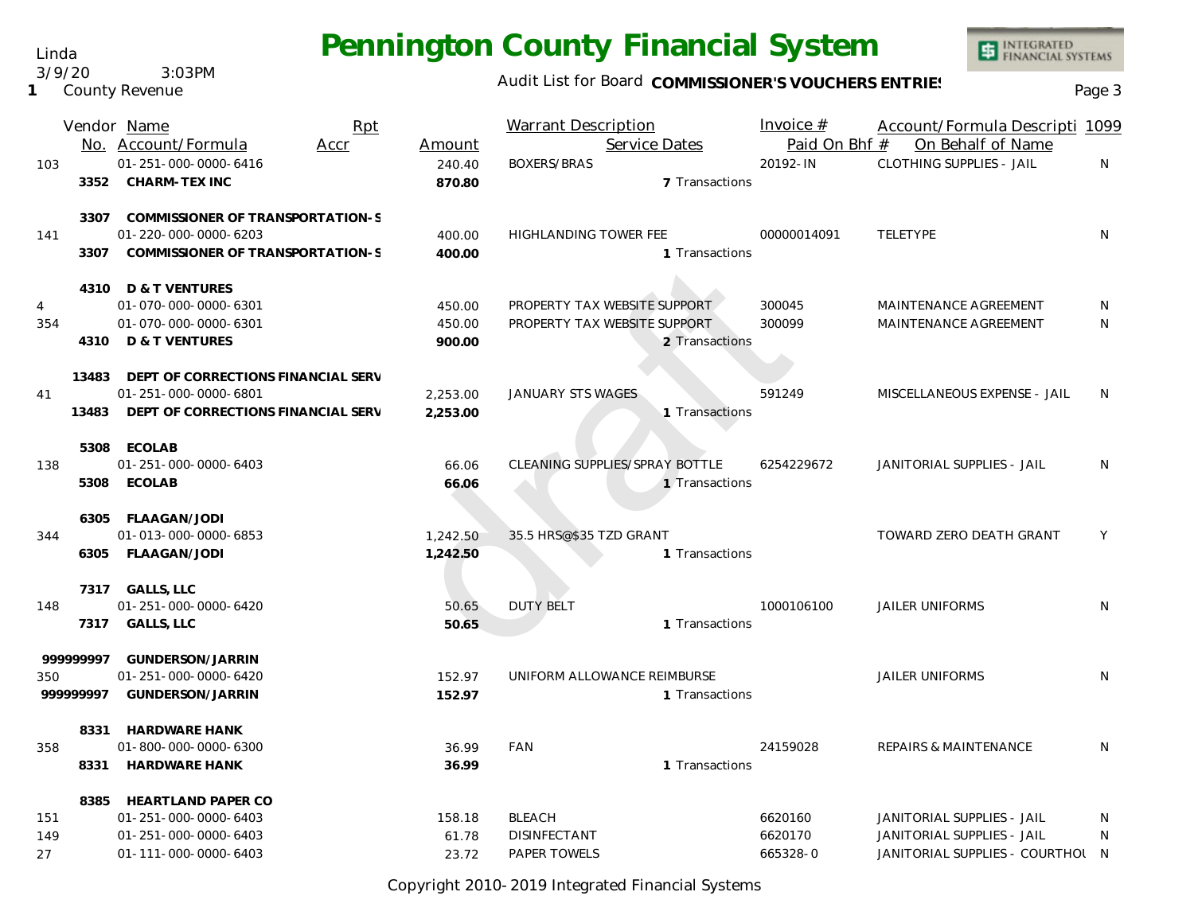Linda
3/9/20 3:03PM
1 County Revenue

# Pennington County Financial System

Audit List for Board **COMMISSIONER'S VOUCHERS ENTRIES**

| Vendor No. | Name / Account/Formula | Rpt Accr | Amount | Warrant Description / Service Dates | Invoice # / Paid On Bhf # | Account/Formula Descripti / On Behalf of Name | 1099 |
|---|---|---|---|---|---|---|---|
| 103 | 01-251-000-0000-6416 | | 240.40 | BOXERS/BRAS | 20192-IN | CLOTHING SUPPLIES - JAIL | N |
| 3352 | **CHARM-TEX INC** | | **870.80** | 7 Transactions | | | |
| 3307 | **COMMISSIONER OF TRANSPORTATION-S** | | | | | | |
| 141 | 01-220-000-0000-6203 | | 400.00 | HIGHLANDING TOWER FEE | 00000014091 | TELETYPE | N |
| 3307 | **COMMISSIONER OF TRANSPORTATION-S** | | **400.00** | 1 Transactions | | | |
| 4310 | **D & T VENTURES** | | | | | | |
| 4 | 01-070-000-0000-6301 | | 450.00 | PROPERTY TAX WEBSITE SUPPORT | 300045 | MAINTENANCE AGREEMENT | N |
| 354 | 01-070-000-0000-6301 | | 450.00 | PROPERTY TAX WEBSITE SUPPORT | 300099 | MAINTENANCE AGREEMENT | N |
| 4310 | **D & T VENTURES** | | **900.00** | 2 Transactions | | | |
| 13483 | **DEPT OF CORRECTIONS FINANCIAL SERV** | | | | | | |
| 41 | 01-251-000-0000-6801 | | 2,253.00 | JANUARY STS WAGES | 591249 | MISCELLANEOUS EXPENSE - JAIL | N |
| 13483 | **DEPT OF CORRECTIONS FINANCIAL SERV** | | **2,253.00** | 1 Transactions | | | |
| 5308 | **ECOLAB** | | | | | | |
| 138 | 01-251-000-0000-6403 | | 66.06 | CLEANING SUPPLIES/SPRAY BOTTLE | 6254229672 | JANITORIAL SUPPLIES - JAIL | N |
| 5308 | **ECOLAB** | | **66.06** | 1 Transactions | | | |
| 6305 | **FLAAGAN/JODI** | | | | | | |
| 344 | 01-013-000-0000-6853 | | 1,242.50 | 35.5 HRS@$35 TZD GRANT | | TOWARD ZERO DEATH GRANT | Y |
| 6305 | **FLAAGAN/JODI** | | **1,242.50** | 1 Transactions | | | |
| 7317 | **GALLS, LLC** | | | | | | |
| 148 | 01-251-000-0000-6420 | | 50.65 | DUTY BELT | 1000106100 | JAILER UNIFORMS | N |
| 7317 | **GALLS, LLC** | | **50.65** | 1 Transactions | | | |
| 999999997 | **GUNDERSON/JARRIN** | | | | | | |
| 350 | 01-251-000-0000-6420 | | 152.97 | UNIFORM ALLOWANCE REIMBURSE | | JAILER UNIFORMS | N |
| 999999997 | **GUNDERSON/JARRIN** | | **152.97** | 1 Transactions | | | |
| 8331 | **HARDWARE HANK** | | | | | | |
| 358 | 01-800-000-0000-6300 | | 36.99 | FAN | 24159028 | REPAIRS & MAINTENANCE | N |
| 8331 | **HARDWARE HANK** | | **36.99** | 1 Transactions | | | |
| 8385 | **HEARTLAND PAPER CO** | | | | | | |
| 151 | 01-251-000-0000-6403 | | 158.18 | BLEACH | 6620160 | JANITORIAL SUPPLIES - JAIL | N |
| 149 | 01-251-000-0000-6403 | | 61.78 | DISINFECTANT | 6620170 | JANITORIAL SUPPLIES - JAIL | N |
| 27 | 01-111-000-0000-6403 | | 23.72 | PAPER TOWELS | 665328-0 | JANITORIAL SUPPLIES - COURTHOU | N |

Copyright 2010-2019 Integrated Financial Systems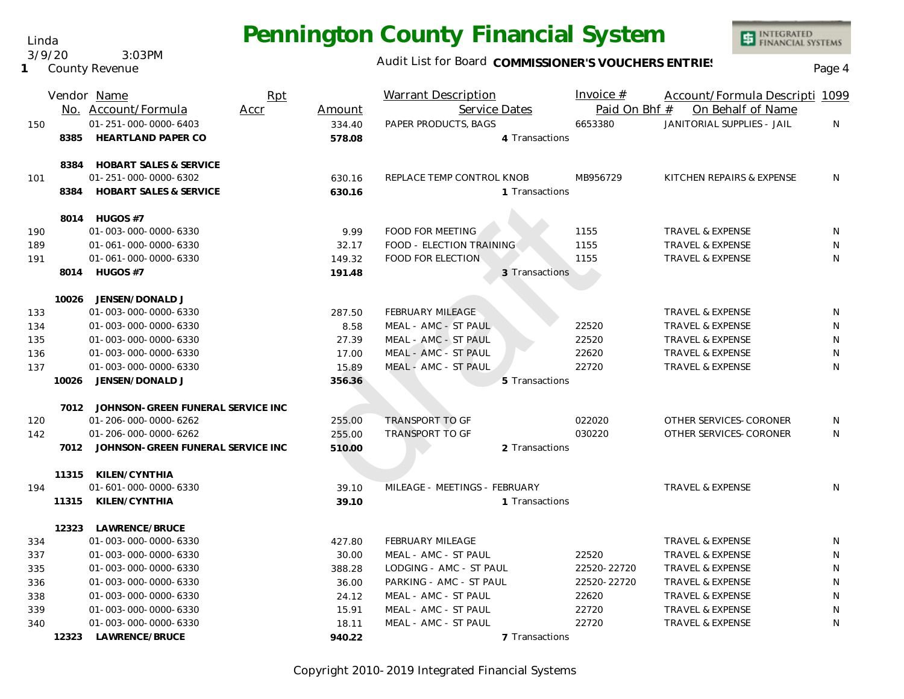# Pennington County Financial System

Linda
3/9/20 3:03PM
1 County Revenue

Audit List for Board **COMMISSIONER'S VOUCHERS ENTRIES**

| | Vendor No. | Name / Account/Formula | Rpt Accr | Amount | Warrant Description / Service Dates | Invoice # / Paid On Bhf # | Account/Formula Description / On Behalf of Name | 1099 |
|---|---|---|---|---|---|---|---|---|
| 150 | | 01-251-000-0000-6403 | | 334.40 | PAPER PRODUCTS, BAGS | 6653380 | JANITORIAL SUPPLIES - JAIL | N |
| | **8385** | **HEARTLAND PAPER CO** | | **578.08** | 4 Transactions | | | |
| | **8384** | **HOBART SALES & SERVICE** | | | | | | |
| 101 | | 01-251-000-0000-6302 | | 630.16 | REPLACE TEMP CONTROL KNOB | MB956729 | KITCHEN REPAIRS & EXPENSE | N |
| | **8384** | **HOBART SALES & SERVICE** | | **630.16** | 1 Transactions | | | |
| | **8014** | **HUGOS #7** | | | | | | |
| 190 | | 01-003-000-0000-6330 | | 9.99 | FOOD FOR MEETING | 1155 | TRAVEL & EXPENSE | N |
| 189 | | 01-061-000-0000-6330 | | 32.17 | FOOD - ELECTION TRAINING | 1155 | TRAVEL & EXPENSE | N |
| 191 | | 01-061-000-0000-6330 | | 149.32 | FOOD FOR ELECTION | 1155 | TRAVEL & EXPENSE | N |
| | **8014** | **HUGOS #7** | | **191.48** | 3 Transactions | | | |
| | **10026** | **JENSEN/DONALD J** | | | | | | |
| 133 | | 01-003-000-0000-6330 | | 287.50 | FEBRUARY MILEAGE | | TRAVEL & EXPENSE | N |
| 134 | | 01-003-000-0000-6330 | | 8.58 | MEAL - AMC - ST PAUL | 22520 | TRAVEL & EXPENSE | N |
| 135 | | 01-003-000-0000-6330 | | 27.39 | MEAL - AMC - ST PAUL | 22520 | TRAVEL & EXPENSE | N |
| 136 | | 01-003-000-0000-6330 | | 17.00 | MEAL - AMC - ST PAUL | 22620 | TRAVEL & EXPENSE | N |
| 137 | | 01-003-000-0000-6330 | | 15.89 | MEAL - AMC - ST PAUL | 22720 | TRAVEL & EXPENSE | N |
| | **10026** | **JENSEN/DONALD J** | | **356.36** | 5 Transactions | | | |
| | **7012** | **JOHNSON-GREEN FUNERAL SERVICE INC** | | | | | | |
| 120 | | 01-206-000-0000-6262 | | 255.00 | TRANSPORT TO GF | 022020 | OTHER SERVICES-CORONER | N |
| 142 | | 01-206-000-0000-6262 | | 255.00 | TRANSPORT TO GF | 030220 | OTHER SERVICES-CORONER | N |
| | **7012** | **JOHNSON-GREEN FUNERAL SERVICE INC** | | **510.00** | 2 Transactions | | | |
| | **11315** | **KILEN/CYNTHIA** | | | | | | |
| 194 | | 01-601-000-0000-6330 | | 39.10 | MILEAGE - MEETINGS - FEBRUARY | | TRAVEL & EXPENSE | N |
| | **11315** | **KILEN/CYNTHIA** | | **39.10** | 1 Transactions | | | |
| | **12323** | **LAWRENCE/BRUCE** | | | | | | |
| 334 | | 01-003-000-0000-6330 | | 427.80 | FEBRUARY MILEAGE | | TRAVEL & EXPENSE | N |
| 337 | | 01-003-000-0000-6330 | | 30.00 | MEAL - AMC - ST PAUL | 22520 | TRAVEL & EXPENSE | N |
| 335 | | 01-003-000-0000-6330 | | 388.28 | LODGING - AMC - ST PAUL | 22520-22720 | TRAVEL & EXPENSE | N |
| 336 | | 01-003-000-0000-6330 | | 36.00 | PARKING - AMC - ST PAUL | 22520-22720 | TRAVEL & EXPENSE | N |
| 338 | | 01-003-000-0000-6330 | | 24.12 | MEAL - AMC - ST PAUL | 22620 | TRAVEL & EXPENSE | N |
| 339 | | 01-003-000-0000-6330 | | 15.91 | MEAL - AMC - ST PAUL | 22720 | TRAVEL & EXPENSE | N |
| 340 | | 01-003-000-0000-6330 | | 18.11 | MEAL - AMC - ST PAUL | 22720 | TRAVEL & EXPENSE | N |
| | **12323** | **LAWRENCE/BRUCE** | | **940.22** | 7 Transactions | | | |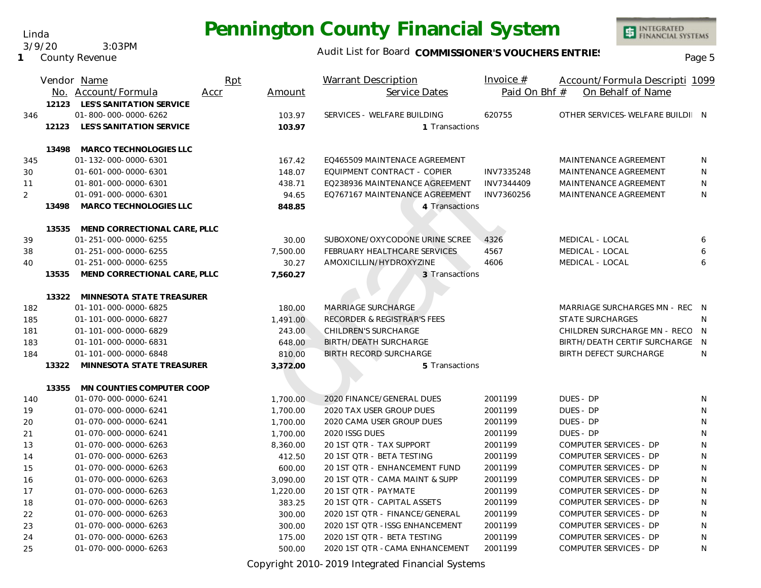# Pennington County Financial System

Linda
3/9/20 3:03PM
1 County Revenue

Audit List for Board **COMMISSIONER'S VOUCHERS ENTRIES**

| Vendor No. | Name / Account/Formula | Rpt Accr | Amount | Warrant Description / Service Dates | Invoice # / Paid On Bhf # | Account/Formula Description / On Behalf of Name | 1099 |
|---|---|---|---|---|---|---|---|
| 12123 | **LES'S SANITATION SERVICE** | | | | | | |
| 346 | 01-800-000-0000-6262 | | 103.97 | SERVICES - WELFARE BUILDING | 620755 | OTHER SERVICES-WELFARE BUILDI | N |
| 12123 | **LES'S SANITATION SERVICE** | | **103.97** | 1 Transactions | | | |
| 13498 | **MARCO TECHNOLOGIES LLC** | | | | | | |
| 345 | 01-132-000-0000-6301 | | 167.42 | EQ465509 MAINTENACE AGREEMENT | | MAINTENANCE AGREEMENT | N |
| 30 | 01-601-000-0000-6301 | | 148.07 | EQUIPMENT CONTRACT - COPIER | INV7335248 | MAINTENANCE AGREEMENT | N |
| 11 | 01-801-000-0000-6301 | | 438.71 | EQ238936 MAINTENANCE AGREEMENT | INV7344409 | MAINTENANCE AGREEMENT | N |
| 2 | 01-091-000-0000-6301 | | 94.65 | EQ767167 MAINTENANCE AGREEMENT | INV7360256 | MAINTENANCE AGREEMENT | N |
| 13498 | **MARCO TECHNOLOGIES LLC** | | **848.85** | 4 Transactions | | | |
| 13535 | **MEND CORRECTIONAL CARE, PLLC** | | | | | | |
| 39 | 01-251-000-0000-6255 | | 30.00 | SUBOXONE/OXYCODONE URINE SCREE | 4326 | MEDICAL - LOCAL | 6 |
| 38 | 01-251-000-0000-6255 | | 7,500.00 | FEBRUARY HEALTHCARE SERVICES | 4567 | MEDICAL - LOCAL | 6 |
| 40 | 01-251-000-0000-6255 | | 30.27 | AMOXICILLIN/HYDROXYZINE | 4606 | MEDICAL - LOCAL | 6 |
| 13535 | **MEND CORRECTIONAL CARE, PLLC** | | **7,560.27** | 3 Transactions | | | |
| 13322 | **MINNESOTA STATE TREASURER** | | | | | | |
| 182 | 01-101-000-0000-6825 | | 180.00 | MARRIAGE SURCHARGE | | MARRIAGE SURCHARGES MN - REC | N |
| 185 | 01-101-000-0000-6827 | | 1,491.00 | RECORDER & REGISTRAR'S FEES | | STATE SURCHARGES | N |
| 181 | 01-101-000-0000-6829 | | 243.00 | CHILDREN'S SURCHARGE | | CHILDREN SURCHARGE MN - RECO | N |
| 183 | 01-101-000-0000-6831 | | 648.00 | BIRTH/DEATH SURCHARGE | | BIRTH/DEATH CERTIF SURCHARGE | N |
| 184 | 01-101-000-0000-6848 | | 810.00 | BIRTH RECORD SURCHARGE | | BIRTH DEFECT SURCHARGE | N |
| 13322 | **MINNESOTA STATE TREASURER** | | **3,372.00** | 5 Transactions | | | |
| 13355 | **MN COUNTIES COMPUTER COOP** | | | | | | |
| 140 | 01-070-000-0000-6241 | | 1,700.00 | 2020 FINANCE/GENERAL DUES | 2001199 | DUES - DP | N |
| 19 | 01-070-000-0000-6241 | | 1,700.00 | 2020 TAX USER GROUP DUES | 2001199 | DUES - DP | N |
| 20 | 01-070-000-0000-6241 | | 1,700.00 | 2020 CAMA USER GROUP DUES | 2001199 | DUES - DP | N |
| 21 | 01-070-000-0000-6241 | | 1,700.00 | 2020 ISSG DUES | 2001199 | DUES - DP | N |
| 13 | 01-070-000-0000-6263 | | 8,360.00 | 20 1ST QTR - TAX SUPPORT | 2001199 | COMPUTER SERVICES - DP | N |
| 14 | 01-070-000-0000-6263 | | 412.50 | 20 1ST QTR - BETA TESTING | 2001199 | COMPUTER SERVICES - DP | N |
| 15 | 01-070-000-0000-6263 | | 600.00 | 20 1ST QTR - ENHANCEMENT FUND | 2001199 | COMPUTER SERVICES - DP | N |
| 16 | 01-070-000-0000-6263 | | 3,090.00 | 20 1ST QTR - CAMA MAINT & SUPP | 2001199 | COMPUTER SERVICES - DP | N |
| 17 | 01-070-000-0000-6263 | | 1,220.00 | 20 1ST QTR - PAYMATE | 2001199 | COMPUTER SERVICES - DP | N |
| 18 | 01-070-000-0000-6263 | | 383.25 | 20 1ST QTR - CAPITAL ASSETS | 2001199 | COMPUTER SERVICES - DP | N |
| 22 | 01-070-000-0000-6263 | | 300.00 | 2020 1ST QTR - FINANCE/GENERAL | 2001199 | COMPUTER SERVICES - DP | N |
| 23 | 01-070-000-0000-6263 | | 300.00 | 2020 1ST QTR - ISSG ENHANCEMENT | 2001199 | COMPUTER SERVICES - DP | N |
| 24 | 01-070-000-0000-6263 | | 175.00 | 2020 1ST QTR - BETA TESTING | 2001199 | COMPUTER SERVICES - DP | N |
| 25 | 01-070-000-0000-6263 | | 500.00 | 2020 1ST QTR - CAMA ENHANCEMENT | 2001199 | COMPUTER SERVICES - DP | N |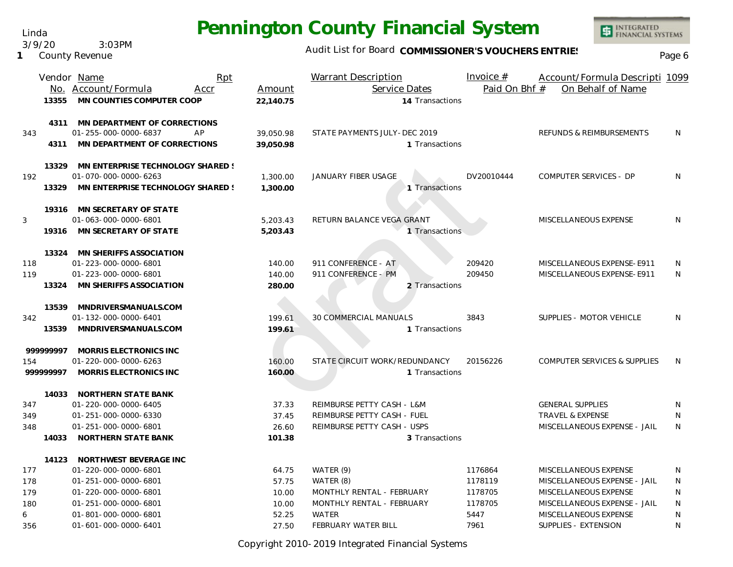Linda
3/9/20 3:03PM
1 County Revenue

# Pennington County Financial System

Audit List for Board **COMMISSIONER'S VOUCHERS ENTRIES**

| | Vendor No. | Name / Account/Formula | Rpt Accr | Amount | Warrant Description / Service Dates | Invoice # / Paid On Bhf # | Account/Formula Description / On Behalf of Name | 1099 |
|---|---|---|---|---|---|---|---|---|
| | 13355 | **MN COUNTIES COMPUTER COOP** | | **22,140.75** | 14 Transactions | | | |
| | 4311 | **MN DEPARTMENT OF CORRECTIONS** | | | | | | |
| 343 | | 01-255-000-0000-6837 | AP | 39,050.98 | STATE PAYMENTS JULY-DEC 2019 | | REFUNDS & REIMBURSEMENTS | N |
| | 4311 | **MN DEPARTMENT OF CORRECTIONS** | | **39,050.98** | 1 Transactions | | | |
| | 13329 | **MN ENTERPRISE TECHNOLOGY SHARED S** | | | | | | |
| 192 | | 01-070-000-0000-6263 | | 1,300.00 | JANUARY FIBER USAGE | DV20010444 | COMPUTER SERVICES - DP | N |
| | 13329 | **MN ENTERPRISE TECHNOLOGY SHARED S** | | **1,300.00** | 1 Transactions | | | |
| | 19316 | **MN SECRETARY OF STATE** | | | | | | |
| 3 | | 01-063-000-0000-6801 | | 5,203.43 | RETURN BALANCE VEGA GRANT | | MISCELLANEOUS EXPENSE | N |
| | 19316 | **MN SECRETARY OF STATE** | | **5,203.43** | 1 Transactions | | | |
| | 13324 | **MN SHERIFFS ASSOCIATION** | | | | | | |
| 118 | | 01-223-000-0000-6801 | | 140.00 | 911 CONFERENCE - AT | 209420 | MISCELLANEOUS EXPENSE-E911 | N |
| 119 | | 01-223-000-0000-6801 | | 140.00 | 911 CONFERENCE - PM | 209450 | MISCELLANEOUS EXPENSE-E911 | N |
| | 13324 | **MN SHERIFFS ASSOCIATION** | | **280.00** | 2 Transactions | | | |
| | 13539 | **MNDRIVERSMANUALS.COM** | | | | | | |
| 342 | | 01-132-000-0000-6401 | | 199.61 | 30 COMMERCIAL MANUALS | 3843 | SUPPLIES - MOTOR VEHICLE | N |
| | 13539 | **MNDRIVERSMANUALS.COM** | | **199.61** | 1 Transactions | | | |
| | 999999997 | **MORRIS ELECTRONICS INC** | | | | | | |
| 154 | | 01-220-000-0000-6263 | | 160.00 | STATE CIRCUIT WORK/REDUNDANCY | 20156226 | COMPUTER SERVICES & SUPPLIES | N |
| | 999999997 | **MORRIS ELECTRONICS INC** | | **160.00** | 1 Transactions | | | |
| | 14033 | **NORTHERN STATE BANK** | | | | | | |
| 347 | | 01-220-000-0000-6405 | | 37.33 | REIMBURSE PETTY CASH - L&M | | GENERAL SUPPLIES | N |
| 349 | | 01-251-000-0000-6330 | | 37.45 | REIMBURSE PETTY CASH - FUEL | | TRAVEL & EXPENSE | N |
| 348 | | 01-251-000-0000-6801 | | 26.60 | REIMBURSE PETTY CASH - USPS | | MISCELLANEOUS EXPENSE - JAIL | N |
| | 14033 | **NORTHERN STATE BANK** | | **101.38** | 3 Transactions | | | |
| | 14123 | **NORTHWEST BEVERAGE INC** | | | | | | |
| 177 | | 01-220-000-0000-6801 | | 64.75 | WATER (9) | 1176864 | MISCELLANEOUS EXPENSE | N |
| 178 | | 01-251-000-0000-6801 | | 57.75 | WATER (8) | 1178119 | MISCELLANEOUS EXPENSE - JAIL | N |
| 179 | | 01-220-000-0000-6801 | | 10.00 | MONTHLY RENTAL - FEBRUARY | 1178705 | MISCELLANEOUS EXPENSE | N |
| 180 | | 01-251-000-0000-6801 | | 10.00 | MONTHLY RENTAL - FEBRUARY | 1178705 | MISCELLANEOUS EXPENSE - JAIL | N |
| 6 | | 01-801-000-0000-6801 | | 52.25 | WATER | 5447 | MISCELLANEOUS EXPENSE | N |
| 356 | | 01-601-000-0000-6401 | | 27.50 | FEBRUARY WATER BILL | 7961 | SUPPLIES - EXTENSION | N |

Copyright 2010-2019 Integrated Financial Systems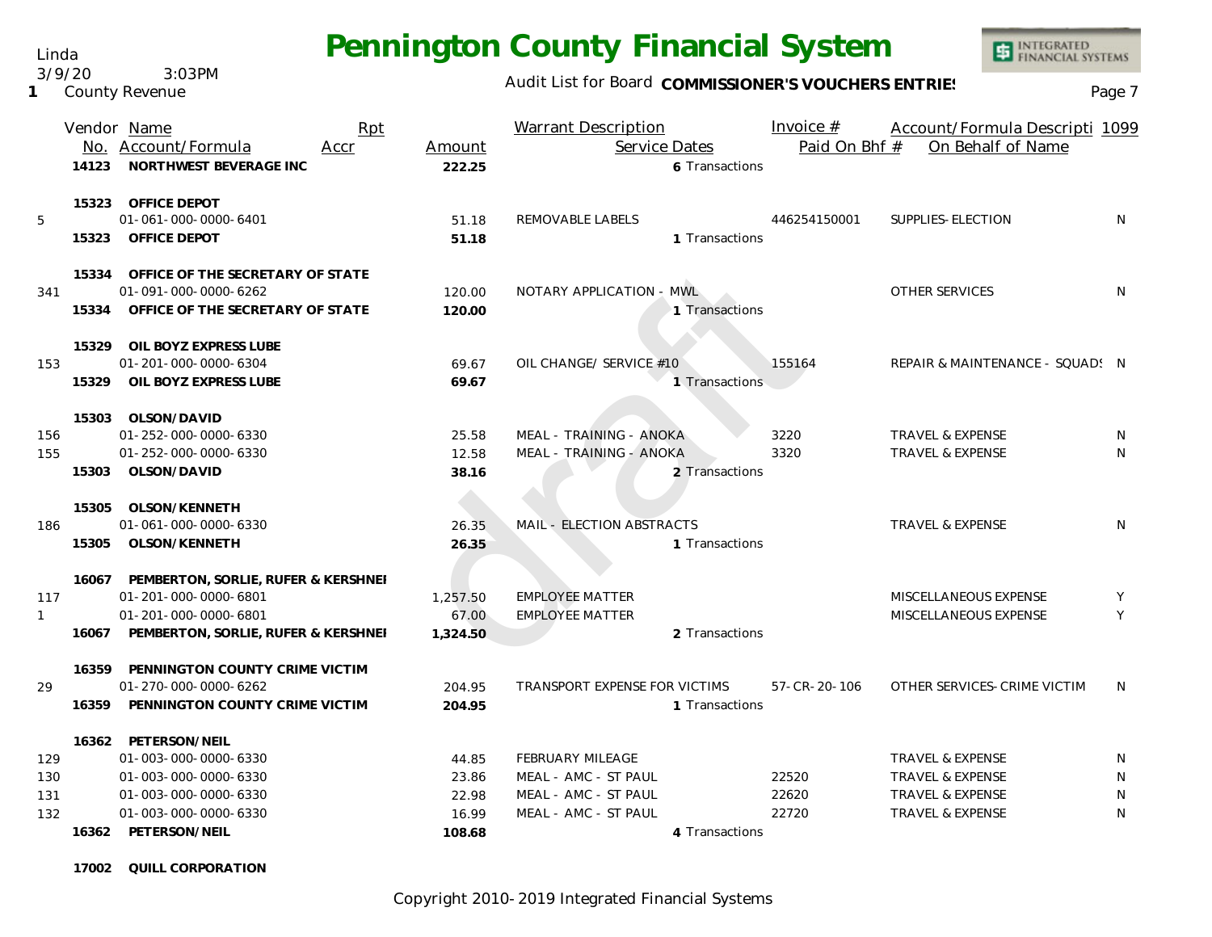# Pennington County Financial System

Linda
3/9/20 3:03PM
1 County Revenue

Audit List for Board **COMMISSIONER'S VOUCHERS ENTRIES**

| | Vendor No. | Name / Account/Formula | Rpt Accr | Amount | Warrant Description | Service Dates | Invoice # / Paid On Bhf # | Account/Formula Descripti / On Behalf of Name | 1099 |
|---|---|---|---|---|---|---|---|---|---|
| | 14123 | **NORTHWEST BEVERAGE INC** | | **222.25** | | 6 Transactions | | | |
| | 15323 | **OFFICE DEPOT** | | | | | | | |
| 5 | | 01-061-000-0000-6401 | | 51.18 | REMOVABLE LABELS | | 446254150001 | SUPPLIES-ELECTION | N |
| | 15323 | **OFFICE DEPOT** | | **51.18** | | 1 Transactions | | | |
| | 15334 | **OFFICE OF THE SECRETARY OF STATE** | | | | | | | |
| 341 | | 01-091-000-0000-6262 | | 120.00 | NOTARY APPLICATION - MWL | | | OTHER SERVICES | N |
| | 15334 | **OFFICE OF THE SECRETARY OF STATE** | | **120.00** | | 1 Transactions | | | |
| | 15329 | **OIL BOYZ EXPRESS LUBE** | | | | | | | |
| 153 | | 01-201-000-0000-6304 | | 69.67 | OIL CHANGE/ SERVICE #10 | | 155164 | REPAIR & MAINTENANCE - SQUADS | N |
| | 15329 | **OIL BOYZ EXPRESS LUBE** | | **69.67** | | 1 Transactions | | | |
| | 15303 | **OLSON/DAVID** | | | | | | | |
| 156 | | 01-252-000-0000-6330 | | 25.58 | MEAL - TRAINING - ANOKA | | 3220 | TRAVEL & EXPENSE | N |
| 155 | | 01-252-000-0000-6330 | | 12.58 | MEAL - TRAINING - ANOKA | | 3320 | TRAVEL & EXPENSE | N |
| | 15303 | **OLSON/DAVID** | | **38.16** | | 2 Transactions | | | |
| | 15305 | **OLSON/KENNETH** | | | | | | | |
| 186 | | 01-061-000-0000-6330 | | 26.35 | MAIL - ELECTION ABSTRACTS | | | TRAVEL & EXPENSE | N |
| | 15305 | **OLSON/KENNETH** | | **26.35** | | 1 Transactions | | | |
| | 16067 | **PEMBERTON, SORLIE, RUFER & KERSHNEI** | | | | | | | |
| 117 | | 01-201-000-0000-6801 | | 1,257.50 | EMPLOYEE MATTER | | | MISCELLANEOUS EXPENSE | Y |
| 1 | | 01-201-000-0000-6801 | | 67.00 | EMPLOYEE MATTER | | | MISCELLANEOUS EXPENSE | Y |
| | 16067 | **PEMBERTON, SORLIE, RUFER & KERSHNEI** | | **1,324.50** | | 2 Transactions | | | |
| | 16359 | **PENNINGTON COUNTY CRIME VICTIM** | | | | | | | |
| 29 | | 01-270-000-0000-6262 | | 204.95 | TRANSPORT EXPENSE FOR VICTIMS | | 57-CR-20-106 | OTHER SERVICES-CRIME VICTIM | N |
| | 16359 | **PENNINGTON COUNTY CRIME VICTIM** | | **204.95** | | 1 Transactions | | | |
| | 16362 | **PETERSON/NEIL** | | | | | | | |
| 129 | | 01-003-000-0000-6330 | | 44.85 | FEBRUARY MILEAGE | | | TRAVEL & EXPENSE | N |
| 130 | | 01-003-000-0000-6330 | | 23.86 | MEAL - AMC - ST PAUL | | 22520 | TRAVEL & EXPENSE | N |
| 131 | | 01-003-000-0000-6330 | | 22.98 | MEAL - AMC - ST PAUL | | 22620 | TRAVEL & EXPENSE | N |
| 132 | | 01-003-000-0000-6330 | | 16.99 | MEAL - AMC - ST PAUL | | 22720 | TRAVEL & EXPENSE | N |
| | 16362 | **PETERSON/NEIL** | | **108.68** | | 4 Transactions | | | |
| | 17002 | **QUILL CORPORATION** | | | | | | | |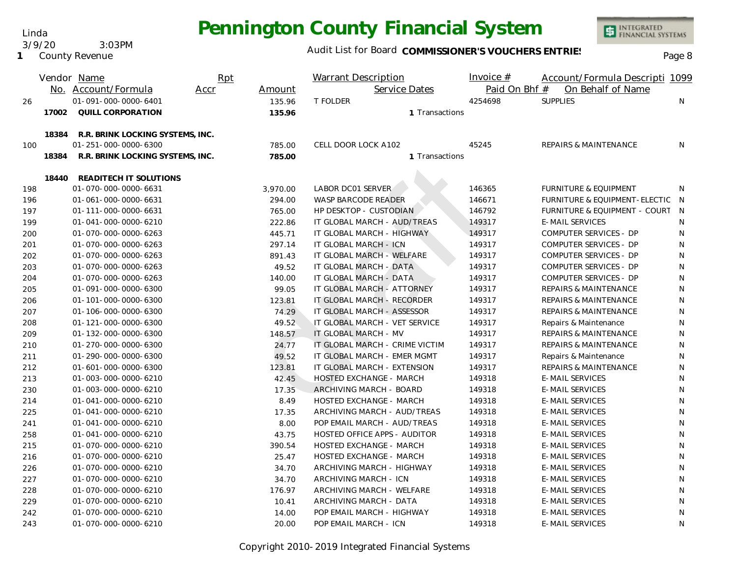# Pennington County Financial System

Linda
3/9/20 3:03PM
1 County Revenue

Audit List for Board **COMMISSIONER'S VOUCHERS ENTRIES**

Page 8

| | Vendor No. | Name / Account/Formula | Rpt Accr | Amount | Warrant Description / Service Dates | Invoice # / Paid On Bhf # | Account/Formula Descripti / On Behalf of Name | 1099 |
|---|---|---|---|---|---|---|---|---|
| 26 | | 01-091-000-0000-6401 | | 135.96 | T FOLDER | 4254698 | SUPPLIES | N |
| | **17002** | **QUILL CORPORATION** | | **135.96** | 1 Transactions | | | |
| | **18384** | **R.R. BRINK LOCKING SYSTEMS, INC.** | | | | | | |
| 100 | | 01-251-000-0000-6300 | | 785.00 | CELL DOOR LOCK A102 | 45245 | REPAIRS & MAINTENANCE | N |
| | **18384** | **R.R. BRINK LOCKING SYSTEMS, INC.** | | **785.00** | 1 Transactions | | | |
| | **18440** | **READITECH IT SOLUTIONS** | | | | | | |
| 198 | | 01-070-000-0000-6631 | | 3,970.00 | LABOR DC01 SERVER | 146365 | FURNITURE & EQUIPMENT | N |
| 196 | | 01-061-000-0000-6631 | | 294.00 | WASP BARCODE READER | 146671 | FURNITURE & EQUIPMENT-ELECTIC | N |
| 197 | | 01-111-000-0000-6631 | | 765.00 | HP DESKTOP - CUSTODIAN | 146792 | FURNITURE & EQUIPMENT - COURT | N |
| 199 | | 01-041-000-0000-6210 | | 222.86 | IT GLOBAL MARCH - AUD/TREAS | 149317 | E-MAIL SERVICES | N |
| 200 | | 01-070-000-0000-6263 | | 445.71 | IT GLOBAL MARCH - HIGHWAY | 149317 | COMPUTER SERVICES - DP | N |
| 201 | | 01-070-000-0000-6263 | | 297.14 | IT GLOBAL MARCH - ICN | 149317 | COMPUTER SERVICES - DP | N |
| 202 | | 01-070-000-0000-6263 | | 891.43 | IT GLOBAL MARCH - WELFARE | 149317 | COMPUTER SERVICES - DP | N |
| 203 | | 01-070-000-0000-6263 | | 49.52 | IT GLOBAL MARCH - DATA | 149317 | COMPUTER SERVICES - DP | N |
| 204 | | 01-070-000-0000-6263 | | 140.00 | IT GLOBAL MARCH - DATA | 149317 | COMPUTER SERVICES - DP | N |
| 205 | | 01-091-000-0000-6300 | | 99.05 | IT GLOBAL MARCH - ATTORNEY | 149317 | REPAIRS & MAINTENANCE | N |
| 206 | | 01-101-000-0000-6300 | | 123.81 | IT GLOBAL MARCH - RECORDER | 149317 | REPAIRS & MAINTENANCE | N |
| 207 | | 01-106-000-0000-6300 | | 74.29 | IT GLOBAL MARCH - ASSESSOR | 149317 | REPAIRS & MAINTENANCE | N |
| 208 | | 01-121-000-0000-6300 | | 49.52 | IT GLOBAL MARCH - VET SERVICE | 149317 | Repairs & Maintenance | N |
| 209 | | 01-132-000-0000-6300 | | 148.57 | IT GLOBAL MARCH - MV | 149317 | REPAIRS & MAINTENANCE | N |
| 210 | | 01-270-000-0000-6300 | | 24.77 | IT GLOBAL MARCH - CRIME VICTIM | 149317 | REPAIRS & MAINTENANCE | N |
| 211 | | 01-290-000-0000-6300 | | 49.52 | IT GLOBAL MARCH - EMER MGMT | 149317 | Repairs & Maintenance | N |
| 212 | | 01-601-000-0000-6300 | | 123.81 | IT GLOBAL MARCH - EXTENSION | 149317 | REPAIRS & MAINTENANCE | N |
| 213 | | 01-003-000-0000-6210 | | 42.45 | HOSTED EXCHANGE - MARCH | 149318 | E-MAIL SERVICES | N |
| 230 | | 01-003-000-0000-6210 | | 17.35 | ARCHIVING MARCH - BOARD | 149318 | E-MAIL SERVICES | N |
| 214 | | 01-041-000-0000-6210 | | 8.49 | HOSTED EXCHANGE - MARCH | 149318 | E-MAIL SERVICES | N |
| 225 | | 01-041-000-0000-6210 | | 17.35 | ARCHIVING MARCH - AUD/TREAS | 149318 | E-MAIL SERVICES | N |
| 241 | | 01-041-000-0000-6210 | | 8.00 | POP EMAIL MARCH - AUD/TREAS | 149318 | E-MAIL SERVICES | N |
| 258 | | 01-041-000-0000-6210 | | 43.75 | HOSTED OFFICE APPS - AUDITOR | 149318 | E-MAIL SERVICES | N |
| 215 | | 01-070-000-0000-6210 | | 390.54 | HOSTED EXCHANGE - MARCH | 149318 | E-MAIL SERVICES | N |
| 216 | | 01-070-000-0000-6210 | | 25.47 | HOSTED EXCHANGE - MARCH | 149318 | E-MAIL SERVICES | N |
| 226 | | 01-070-000-0000-6210 | | 34.70 | ARCHIVING MARCH - HIGHWAY | 149318 | E-MAIL SERVICES | N |
| 227 | | 01-070-000-0000-6210 | | 34.70 | ARCHIVING MARCH - ICN | 149318 | E-MAIL SERVICES | N |
| 228 | | 01-070-000-0000-6210 | | 176.97 | ARCHIVING MARCH - WELFARE | 149318 | E-MAIL SERVICES | N |
| 229 | | 01-070-000-0000-6210 | | 10.41 | ARCHIVING MARCH - DATA | 149318 | E-MAIL SERVICES | N |
| 242 | | 01-070-000-0000-6210 | | 14.00 | POP EMAIL MARCH - HIGHWAY | 149318 | E-MAIL SERVICES | N |
| 243 | | 01-070-000-0000-6210 | | 20.00 | POP EMAIL MARCH - ICN | 149318 | E-MAIL SERVICES | N |

Copyright 2010-2019 Integrated Financial Systems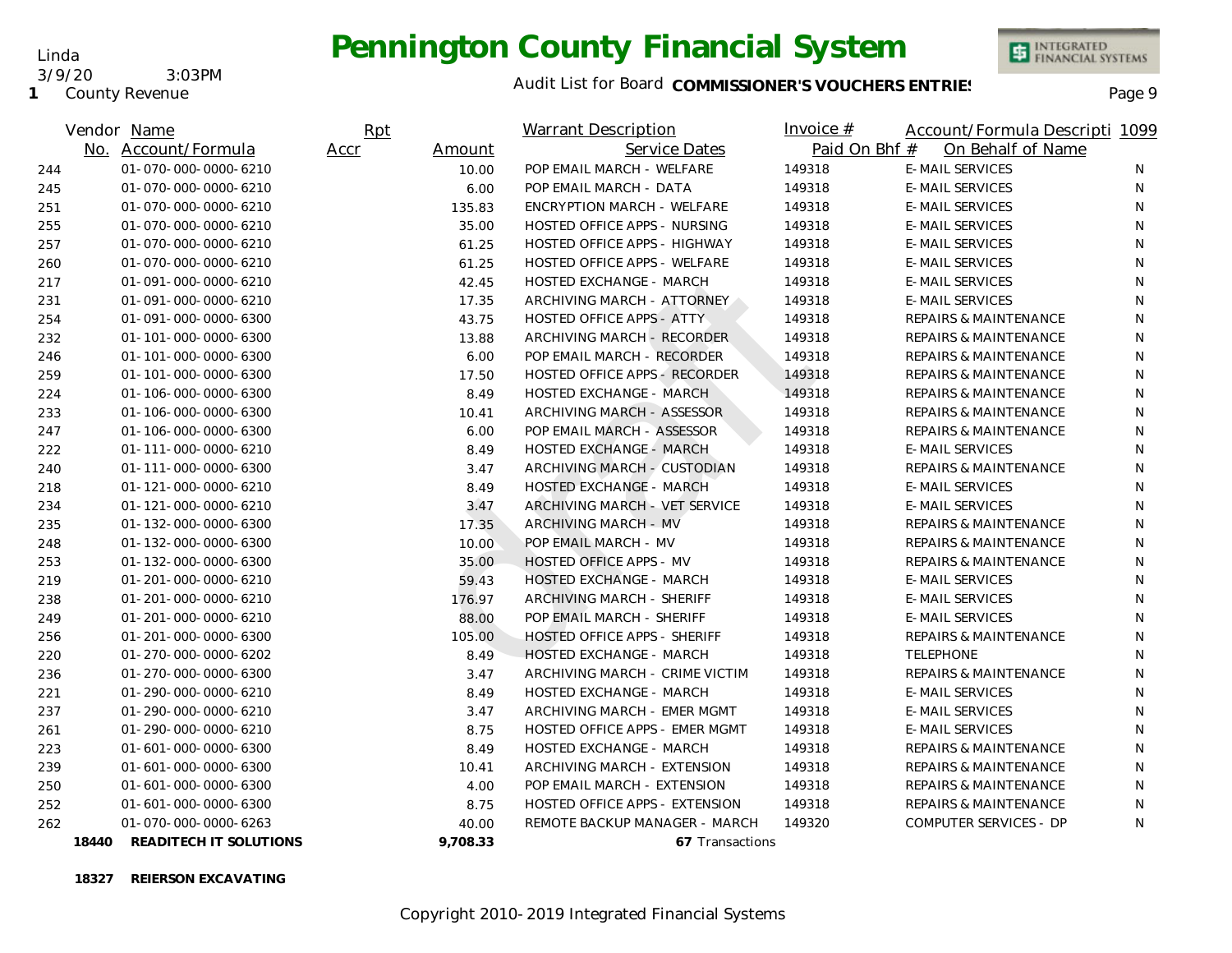# Pennington County Financial System

Linda
3/9/20 3:03PM
1 County Revenue

Audit List for Board **COMMISSIONER'S VOUCHERS ENTRIES**

| Vendor No. | Name / Account/Formula | Rpt Accr | Amount | Warrant Description / Service Dates | Invoice # / Paid On Bhf # | Account/Formula Descripti / On Behalf of Name | 1099 |
|---|---|---|---|---|---|---|---|
| 244 | 01-070-000-0000-6210 | | 10.00 | POP EMAIL MARCH - WELFARE | 149318 | E-MAIL SERVICES | N |
| 245 | 01-070-000-0000-6210 | | 6.00 | POP EMAIL MARCH - DATA | 149318 | E-MAIL SERVICES | N |
| 251 | 01-070-000-0000-6210 | | 135.83 | ENCRYPTION MARCH - WELFARE | 149318 | E-MAIL SERVICES | N |
| 255 | 01-070-000-0000-6210 | | 35.00 | HOSTED OFFICE APPS - NURSING | 149318 | E-MAIL SERVICES | N |
| 257 | 01-070-000-0000-6210 | | 61.25 | HOSTED OFFICE APPS - HIGHWAY | 149318 | E-MAIL SERVICES | N |
| 260 | 01-070-000-0000-6210 | | 61.25 | HOSTED OFFICE APPS - WELFARE | 149318 | E-MAIL SERVICES | N |
| 217 | 01-091-000-0000-6210 | | 42.45 | HOSTED EXCHANGE - MARCH | 149318 | E-MAIL SERVICES | N |
| 231 | 01-091-000-0000-6210 | | 17.35 | ARCHIVING MARCH - ATTORNEY | 149318 | E-MAIL SERVICES | N |
| 254 | 01-091-000-0000-6300 | | 43.75 | HOSTED OFFICE APPS - ATTY | 149318 | REPAIRS & MAINTENANCE | N |
| 232 | 01-101-000-0000-6300 | | 13.88 | ARCHIVING MARCH - RECORDER | 149318 | REPAIRS & MAINTENANCE | N |
| 246 | 01-101-000-0000-6300 | | 6.00 | POP EMAIL MARCH - RECORDER | 149318 | REPAIRS & MAINTENANCE | N |
| 259 | 01-101-000-0000-6300 | | 17.50 | HOSTED OFFICE APPS - RECORDER | 149318 | REPAIRS & MAINTENANCE | N |
| 224 | 01-106-000-0000-6300 | | 8.49 | HOSTED EXCHANGE - MARCH | 149318 | REPAIRS & MAINTENANCE | N |
| 233 | 01-106-000-0000-6300 | | 10.41 | ARCHIVING MARCH - ASSESSOR | 149318 | REPAIRS & MAINTENANCE | N |
| 247 | 01-106-000-0000-6300 | | 6.00 | POP EMAIL MARCH - ASSESSOR | 149318 | REPAIRS & MAINTENANCE | N |
| 222 | 01-111-000-0000-6210 | | 8.49 | HOSTED EXCHANGE - MARCH | 149318 | E-MAIL SERVICES | N |
| 240 | 01-111-000-0000-6300 | | 3.47 | ARCHIVING MARCH - CUSTODIAN | 149318 | REPAIRS & MAINTENANCE | N |
| 218 | 01-121-000-0000-6210 | | 8.49 | HOSTED EXCHANGE - MARCH | 149318 | E-MAIL SERVICES | N |
| 234 | 01-121-000-0000-6210 | | 3.47 | ARCHIVING MARCH - VET SERVICE | 149318 | E-MAIL SERVICES | N |
| 235 | 01-132-000-0000-6300 | | 17.35 | ARCHIVING MARCH - MV | 149318 | REPAIRS & MAINTENANCE | N |
| 248 | 01-132-000-0000-6300 | | 10.00 | POP EMAIL MARCH - MV | 149318 | REPAIRS & MAINTENANCE | N |
| 253 | 01-132-000-0000-6300 | | 35.00 | HOSTED OFFICE APPS - MV | 149318 | REPAIRS & MAINTENANCE | N |
| 219 | 01-201-000-0000-6210 | | 59.43 | HOSTED EXCHANGE - MARCH | 149318 | E-MAIL SERVICES | N |
| 238 | 01-201-000-0000-6210 | | 176.97 | ARCHIVING MARCH - SHERIFF | 149318 | E-MAIL SERVICES | N |
| 249 | 01-201-000-0000-6210 | | 88.00 | POP EMAIL MARCH - SHERIFF | 149318 | E-MAIL SERVICES | N |
| 256 | 01-201-000-0000-6300 | | 105.00 | HOSTED OFFICE APPS - SHERIFF | 149318 | REPAIRS & MAINTENANCE | N |
| 220 | 01-270-000-0000-6202 | | 8.49 | HOSTED EXCHANGE - MARCH | 149318 | TELEPHONE | N |
| 236 | 01-270-000-0000-6300 | | 3.47 | ARCHIVING MARCH - CRIME VICTIM | 149318 | REPAIRS & MAINTENANCE | N |
| 221 | 01-290-000-0000-6210 | | 8.49 | HOSTED EXCHANGE - MARCH | 149318 | E-MAIL SERVICES | N |
| 237 | 01-290-000-0000-6210 | | 3.47 | ARCHIVING MARCH - EMER MGMT | 149318 | E-MAIL SERVICES | N |
| 261 | 01-290-000-0000-6210 | | 8.75 | HOSTED OFFICE APPS - EMER MGMT | 149318 | E-MAIL SERVICES | N |
| 223 | 01-601-000-0000-6300 | | 8.49 | HOSTED EXCHANGE - MARCH | 149318 | REPAIRS & MAINTENANCE | N |
| 239 | 01-601-000-0000-6300 | | 10.41 | ARCHIVING MARCH - EXTENSION | 149318 | REPAIRS & MAINTENANCE | N |
| 250 | 01-601-000-0000-6300 | | 4.00 | POP EMAIL MARCH - EXTENSION | 149318 | REPAIRS & MAINTENANCE | N |
| 252 | 01-601-000-0000-6300 | | 8.75 | HOSTED OFFICE APPS - EXTENSION | 149318 | REPAIRS & MAINTENANCE | N |
| 262 | 01-070-000-0000-6263 | | 40.00 | REMOTE BACKUP MANAGER - MARCH | 149320 | COMPUTER SERVICES - DP | N |
| **18440** | **READITECH IT SOLUTIONS** | | **9,708.33** | **67** Transactions | | | |

**18327 REIERSON EXCAVATING**

Copyright 2010-2019 Integrated Financial Systems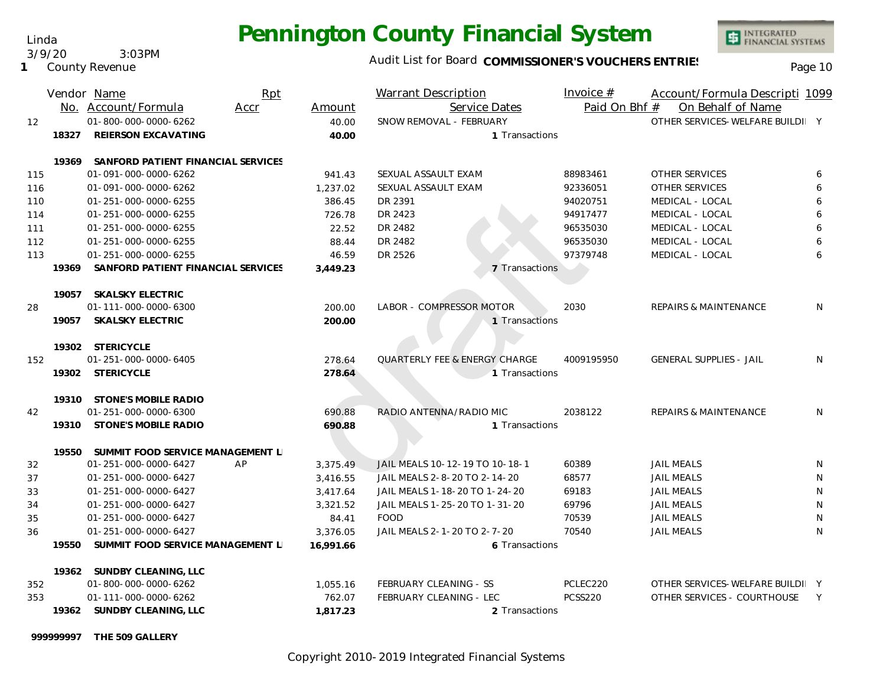Linda
3/9/20 3:03PM
1 County Revenue

# Pennington County Financial System

Audit List for Board **COMMISSIONER'S VOUCHERS ENTRIES**

| | Vendor No. | Name / Account/Formula | Rpt Accr | Amount | Warrant Description / Service Dates | Invoice # / Paid On Bhf # | Account/Formula Descripti / On Behalf of Name | 1099 |
|---|---|---|---|---|---|---|---|---|
| 12 | | 01-800-000-0000-6262 | | 40.00 | SNOW REMOVAL - FEBRUARY | | OTHER SERVICES- WELFARE BUILDI | Y |
| | **18327** | **REIERSON EXCAVATING** | | **40.00** | 1 Transactions | | | |
| | **19369** | **SANFORD PATIENT FINANCIAL SERVICES** | | | | | | |
| 115 | | 01-091-000-0000-6262 | | 941.43 | SEXUAL ASSAULT EXAM | 88983461 | OTHER SERVICES | 6 |
| 116 | | 01-091-000-0000-6262 | | 1,237.02 | SEXUAL ASSAULT EXAM | 92336051 | OTHER SERVICES | 6 |
| 110 | | 01-251-000-0000-6255 | | 386.45 | DR 2391 | 94020751 | MEDICAL - LOCAL | 6 |
| 114 | | 01-251-000-0000-6255 | | 726.78 | DR 2423 | 94917477 | MEDICAL - LOCAL | 6 |
| 111 | | 01-251-000-0000-6255 | | 22.52 | DR 2482 | 96535030 | MEDICAL - LOCAL | 6 |
| 112 | | 01-251-000-0000-6255 | | 88.44 | DR 2482 | 96535030 | MEDICAL - LOCAL | 6 |
| 113 | | 01-251-000-0000-6255 | | 46.59 | DR 2526 | 97379748 | MEDICAL - LOCAL | 6 |
| | **19369** | **SANFORD PATIENT FINANCIAL SERVICES** | | **3,449.23** | 7 Transactions | | | |
| | **19057** | **SKALSKY ELECTRIC** | | | | | | |
| 28 | | 01-111-000-0000-6300 | | 200.00 | LABOR - COMPRESSOR MOTOR | 2030 | REPAIRS & MAINTENANCE | N |
| | **19057** | **SKALSKY ELECTRIC** | | **200.00** | 1 Transactions | | | |
| | **19302** | **STERICYCLE** | | | | | | |
| 152 | | 01-251-000-0000-6405 | | 278.64 | QUARTERLY FEE & ENERGY CHARGE | 4009195950 | GENERAL SUPPLIES - JAIL | N |
| | **19302** | **STERICYCLE** | | **278.64** | 1 Transactions | | | |
| | **19310** | **STONE'S MOBILE RADIO** | | | | | | |
| 42 | | 01-251-000-0000-6300 | | 690.88 | RADIO ANTENNA/RADIO MIC | 2038122 | REPAIRS & MAINTENANCE | N |
| | **19310** | **STONE'S MOBILE RADIO** | | **690.88** | 1 Transactions | | | |
| | **19550** | **SUMMIT FOOD SERVICE MANAGEMENT L** | | | | | | |
| 32 | | 01-251-000-0000-6427 | AP | 3,375.49 | JAIL MEALS 10-12-19 TO 10-18-1 | 60389 | JAIL MEALS | N |
| 37 | | 01-251-000-0000-6427 | | 3,416.55 | JAIL MEALS 2-8-20 TO 2-14-20 | 68577 | JAIL MEALS | N |
| 33 | | 01-251-000-0000-6427 | | 3,417.64 | JAIL MEALS 1-18-20 TO 1-24-20 | 69183 | JAIL MEALS | N |
| 34 | | 01-251-000-0000-6427 | | 3,321.52 | JAIL MEALS 1-25-20 TO 1-31-20 | 69796 | JAIL MEALS | N |
| 35 | | 01-251-000-0000-6427 | | 84.41 | FOOD | 70539 | JAIL MEALS | N |
| 36 | | 01-251-000-0000-6427 | | 3,376.05 | JAIL MEALS 2-1-20 TO 2-7-20 | 70540 | JAIL MEALS | N |
| | **19550** | **SUMMIT FOOD SERVICE MANAGEMENT L** | | **16,991.66** | 6 Transactions | | | |
| | **19362** | **SUNDBY CLEANING, LLC** | | | | | | |
| 352 | | 01-800-000-0000-6262 | | 1,055.16 | FEBRUARY CLEANING - SS | PCLEC220 | OTHER SERVICES- WELFARE BUILDI | Y |
| 353 | | 01-111-000-0000-6262 | | 762.07 | FEBRUARY CLEANING - LEC | PCSS220 | OTHER SERVICES - COURTHOUSE | Y |
| | **19362** | **SUNDBY CLEANING, LLC** | | **1,817.23** | 2 Transactions | | | |
| | **999999997** | **THE 509 GALLERY** | | | | | | |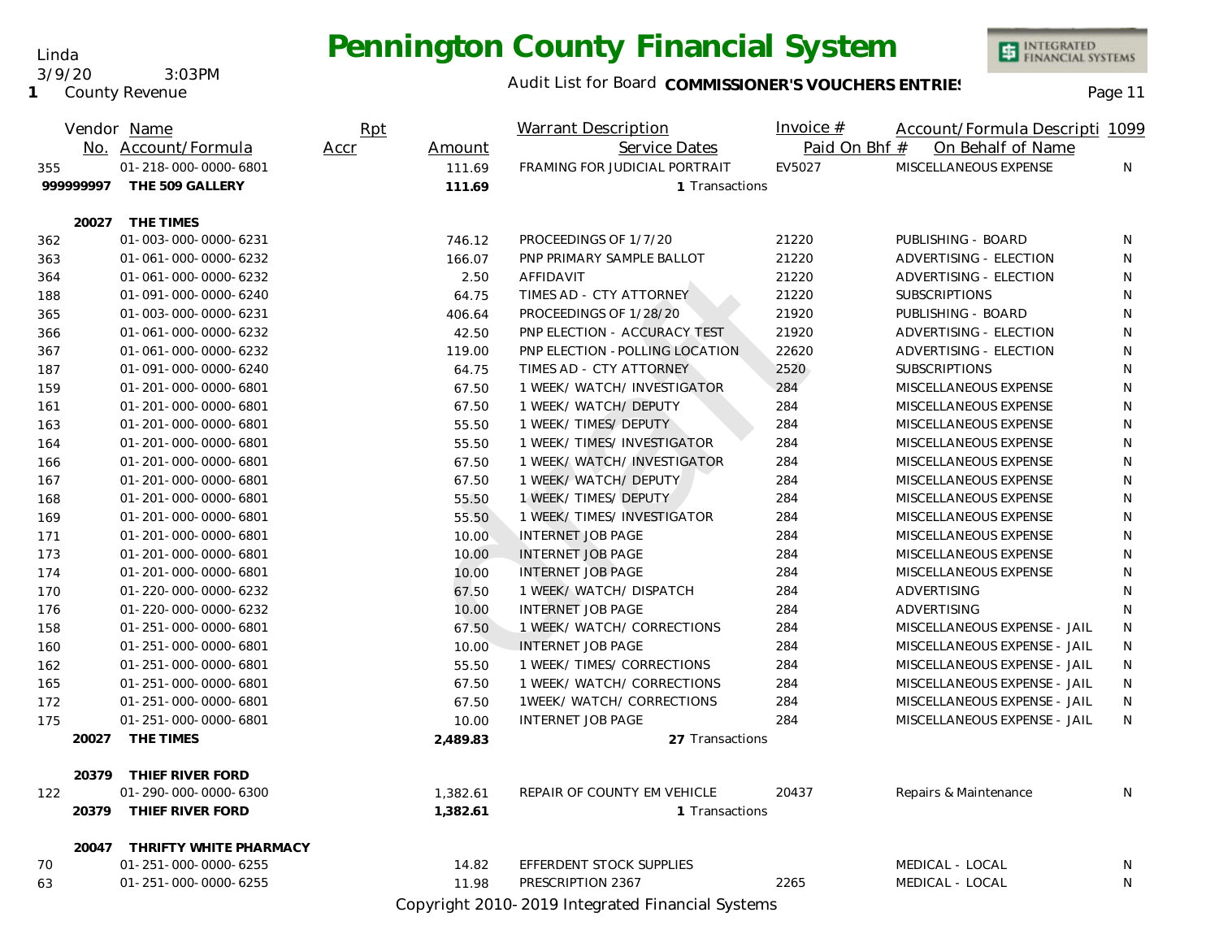# Pennington County Financial System

Linda
3/9/20 3:03PM
1 County Revenue

Audit List for Board **COMMISSIONER'S VOUCHERS ENTRIES**

| Vendor No. | Name / Account/Formula | Rpt Accr | Amount | Warrant Description / Service Dates | Invoice # / Paid On Bhf # | Account/Formula Description / On Behalf of Name | 1099 |
|---|---|---|---|---|---|---|---|
| 355 | 01-218-000-0000-6801 | | 111.69 | FRAMING FOR JUDICIAL PORTRAIT | EV5027 | MISCELLANEOUS EXPENSE | N |
| **999999997** | **THE 509 GALLERY** | | **111.69** | 1 Transactions | | | |
| **20027** | **THE TIMES** | | | | | | |
| 362 | 01-003-000-0000-6231 | | 746.12 | PROCEEDINGS OF 1/7/20 | 21220 | PUBLISHING - BOARD | N |
| 363 | 01-061-000-0000-6232 | | 166.07 | PNP PRIMARY SAMPLE BALLOT | 21220 | ADVERTISING - ELECTION | N |
| 364 | 01-061-000-0000-6232 | | 2.50 | AFFIDAVIT | 21220 | ADVERTISING - ELECTION | N |
| 188 | 01-091-000-0000-6240 | | 64.75 | TIMES AD - CTY ATTORNEY | 21220 | SUBSCRIPTIONS | N |
| 365 | 01-003-000-0000-6231 | | 406.64 | PROCEEDINGS OF 1/28/20 | 21920 | PUBLISHING - BOARD | N |
| 366 | 01-061-000-0000-6232 | | 42.50 | PNP ELECTION - ACCURACY TEST | 21920 | ADVERTISING - ELECTION | N |
| 367 | 01-061-000-0000-6232 | | 119.00 | PNP ELECTION - POLLING LOCATION | 22620 | ADVERTISING - ELECTION | N |
| 187 | 01-091-000-0000-6240 | | 64.75 | TIMES AD - CTY ATTORNEY | 2520 | SUBSCRIPTIONS | N |
| 159 | 01-201-000-0000-6801 | | 67.50 | 1 WEEK/ WATCH/ INVESTIGATOR | 284 | MISCELLANEOUS EXPENSE | N |
| 161 | 01-201-000-0000-6801 | | 67.50 | 1 WEEK/ WATCH/ DEPUTY | 284 | MISCELLANEOUS EXPENSE | N |
| 163 | 01-201-000-0000-6801 | | 55.50 | 1 WEEK/ TIMES/ DEPUTY | 284 | MISCELLANEOUS EXPENSE | N |
| 164 | 01-201-000-0000-6801 | | 55.50 | 1 WEEK/ TIMES/ INVESTIGATOR | 284 | MISCELLANEOUS EXPENSE | N |
| 166 | 01-201-000-0000-6801 | | 67.50 | 1 WEEK/ WATCH/ INVESTIGATOR | 284 | MISCELLANEOUS EXPENSE | N |
| 167 | 01-201-000-0000-6801 | | 67.50 | 1 WEEK/ WATCH/ DEPUTY | 284 | MISCELLANEOUS EXPENSE | N |
| 168 | 01-201-000-0000-6801 | | 55.50 | 1 WEEK/ TIMES/ DEPUTY | 284 | MISCELLANEOUS EXPENSE | N |
| 169 | 01-201-000-0000-6801 | | 55.50 | 1 WEEK/ TIMES/ INVESTIGATOR | 284 | MISCELLANEOUS EXPENSE | N |
| 171 | 01-201-000-0000-6801 | | 10.00 | INTERNET JOB PAGE | 284 | MISCELLANEOUS EXPENSE | N |
| 173 | 01-201-000-0000-6801 | | 10.00 | INTERNET JOB PAGE | 284 | MISCELLANEOUS EXPENSE | N |
| 174 | 01-201-000-0000-6801 | | 10.00 | INTERNET JOB PAGE | 284 | MISCELLANEOUS EXPENSE | N |
| 170 | 01-220-000-0000-6232 | | 67.50 | 1 WEEK/ WATCH/ DISPATCH | 284 | ADVERTISING | N |
| 176 | 01-220-000-0000-6232 | | 10.00 | INTERNET JOB PAGE | 284 | ADVERTISING | N |
| 158 | 01-251-000-0000-6801 | | 67.50 | 1 WEEK/ WATCH/ CORRECTIONS | 284 | MISCELLANEOUS EXPENSE - JAIL | N |
| 160 | 01-251-000-0000-6801 | | 10.00 | INTERNET JOB PAGE | 284 | MISCELLANEOUS EXPENSE - JAIL | N |
| 162 | 01-251-000-0000-6801 | | 55.50 | 1 WEEK/ TIMES/ CORRECTIONS | 284 | MISCELLANEOUS EXPENSE - JAIL | N |
| 165 | 01-251-000-0000-6801 | | 67.50 | 1 WEEK/ WATCH/ CORRECTIONS | 284 | MISCELLANEOUS EXPENSE - JAIL | N |
| 172 | 01-251-000-0000-6801 | | 67.50 | 1WEEK/ WATCH/ CORRECTIONS | 284 | MISCELLANEOUS EXPENSE - JAIL | N |
| 175 | 01-251-000-0000-6801 | | 10.00 | INTERNET JOB PAGE | 284 | MISCELLANEOUS EXPENSE - JAIL | N |
| **20027** | **THE TIMES** | | **2,489.83** | 27 Transactions | | | |
| **20379** | **THIEF RIVER FORD** | | | | | | |
| 122 | 01-290-000-0000-6300 | | 1,382.61 | REPAIR OF COUNTY EM VEHICLE | 20437 | Repairs & Maintenance | N |
| **20379** | **THIEF RIVER FORD** | | **1,382.61** | 1 Transactions | | | |
| **20047** | **THRIFTY WHITE PHARMACY** | | | | | | |
| 70 | 01-251-000-0000-6255 | | 14.82 | EFFERDENT STOCK SUPPLIES | | MEDICAL - LOCAL | N |
| 63 | 01-251-000-0000-6255 | | 11.98 | PRESCRIPTION 2367 | 2265 | MEDICAL - LOCAL | N |

Copyright 2010-2019 Integrated Financial Systems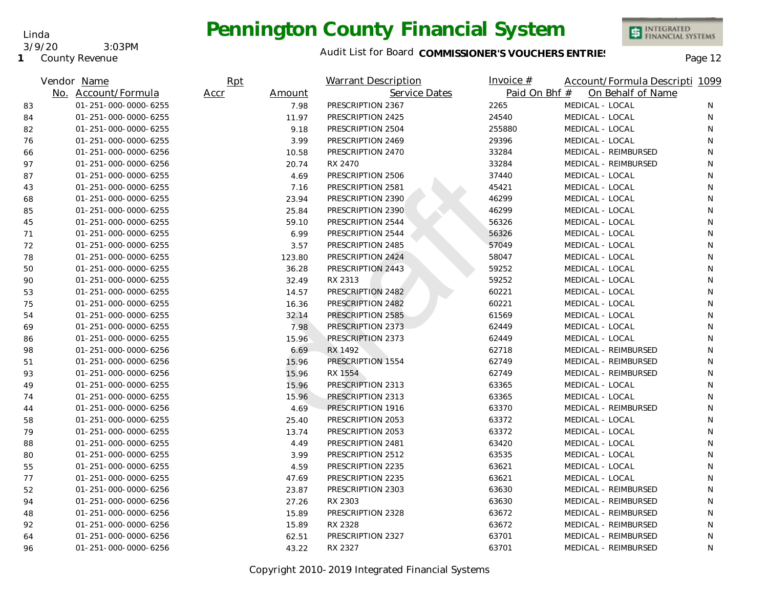# Pennington County Financial System

Linda
3/9/20 3:03PM
1 County Revenue

Audit List for Board **COMMISSIONER'S VOUCHERS ENTRIES**

| Vendor No. | Name / Account/Formula | Rpt Accr | Amount | Warrant Description / Service Dates | Invoice # / Paid On Bhf # | Account/Formula Descripti / On Behalf of Name | 1099 |
|---|---|---|---|---|---|---|---|
| 83 | 01-251-000-0000-6255 | | 7.98 | PRESCRIPTION 2367 | 2265 | MEDICAL - LOCAL | N |
| 84 | 01-251-000-0000-6255 | | 11.97 | PRESCRIPTION 2425 | 24540 | MEDICAL - LOCAL | N |
| 82 | 01-251-000-0000-6255 | | 9.18 | PRESCRIPTION 2504 | 255880 | MEDICAL - LOCAL | N |
| 76 | 01-251-000-0000-6255 | | 3.99 | PRESCRIPTION 2469 | 29396 | MEDICAL - LOCAL | N |
| 66 | 01-251-000-0000-6256 | | 10.58 | PRESCRIPTION 2470 | 33284 | MEDICAL - REIMBURSED | N |
| 97 | 01-251-000-0000-6256 | | 20.74 | RX 2470 | 33284 | MEDICAL - REIMBURSED | N |
| 87 | 01-251-000-0000-6255 | | 4.69 | PRESCRIPTION 2506 | 37440 | MEDICAL - LOCAL | N |
| 43 | 01-251-000-0000-6255 | | 7.16 | PRESCRIPTION 2581 | 45421 | MEDICAL - LOCAL | N |
| 68 | 01-251-000-0000-6255 | | 23.94 | PRESCRIPTION 2390 | 46299 | MEDICAL - LOCAL | N |
| 85 | 01-251-000-0000-6255 | | 25.84 | PRESCRIPTION 2390 | 46299 | MEDICAL - LOCAL | N |
| 45 | 01-251-000-0000-6255 | | 59.10 | PRESCRIPTION 2544 | 56326 | MEDICAL - LOCAL | N |
| 71 | 01-251-000-0000-6255 | | 6.99 | PRESCRIPTION 2544 | 56326 | MEDICAL - LOCAL | N |
| 72 | 01-251-000-0000-6255 | | 3.57 | PRESCRIPTION 2485 | 57049 | MEDICAL - LOCAL | N |
| 78 | 01-251-000-0000-6255 | | 123.80 | PRESCRIPTION 2424 | 58047 | MEDICAL - LOCAL | N |
| 50 | 01-251-000-0000-6255 | | 36.28 | PRESCRIPTION 2443 | 59252 | MEDICAL - LOCAL | N |
| 90 | 01-251-000-0000-6255 | | 32.49 | RX 2313 | 59252 | MEDICAL - LOCAL | N |
| 53 | 01-251-000-0000-6255 | | 14.57 | PRESCRIPTION 2482 | 60221 | MEDICAL - LOCAL | N |
| 75 | 01-251-000-0000-6255 | | 16.36 | PRESCRIPTION 2482 | 60221 | MEDICAL - LOCAL | N |
| 54 | 01-251-000-0000-6255 | | 32.14 | PRESCRIPTION 2585 | 61569 | MEDICAL - LOCAL | N |
| 69 | 01-251-000-0000-6255 | | 7.98 | PRESCRIPTION 2373 | 62449 | MEDICAL - LOCAL | N |
| 86 | 01-251-000-0000-6255 | | 15.96 | PRESCRIPTION 2373 | 62449 | MEDICAL - LOCAL | N |
| 98 | 01-251-000-0000-6256 | | 6.69 | RX 1492 | 62718 | MEDICAL - REIMBURSED | N |
| 51 | 01-251-000-0000-6256 | | 15.96 | PRESCRIPTION 1554 | 62749 | MEDICAL - REIMBURSED | N |
| 93 | 01-251-000-0000-6256 | | 15.96 | RX 1554 | 62749 | MEDICAL - REIMBURSED | N |
| 49 | 01-251-000-0000-6255 | | 15.96 | PRESCRIPTION 2313 | 63365 | MEDICAL - LOCAL | N |
| 74 | 01-251-000-0000-6255 | | 15.96 | PRESCRIPTION 2313 | 63365 | MEDICAL - LOCAL | N |
| 44 | 01-251-000-0000-6256 | | 4.69 | PRESCRIPTION 1916 | 63370 | MEDICAL - REIMBURSED | N |
| 58 | 01-251-000-0000-6255 | | 25.40 | PRESCRIPTION 2053 | 63372 | MEDICAL - LOCAL | N |
| 79 | 01-251-000-0000-6255 | | 13.74 | PRESCRIPTION 2053 | 63372 | MEDICAL - LOCAL | N |
| 88 | 01-251-000-0000-6255 | | 4.49 | PRESCRIPTION 2481 | 63420 | MEDICAL - LOCAL | N |
| 80 | 01-251-000-0000-6255 | | 3.99 | PRESCRIPTION 2512 | 63535 | MEDICAL - LOCAL | N |
| 55 | 01-251-000-0000-6255 | | 4.59 | PRESCRIPTION 2235 | 63621 | MEDICAL - LOCAL | N |
| 77 | 01-251-000-0000-6255 | | 47.69 | PRESCRIPTION 2235 | 63621 | MEDICAL - LOCAL | N |
| 52 | 01-251-000-0000-6256 | | 23.87 | PRESCRIPTION 2303 | 63630 | MEDICAL - REIMBURSED | N |
| 94 | 01-251-000-0000-6256 | | 27.26 | RX 2303 | 63630 | MEDICAL - REIMBURSED | N |
| 48 | 01-251-000-0000-6256 | | 15.89 | PRESCRIPTION 2328 | 63672 | MEDICAL - REIMBURSED | N |
| 92 | 01-251-000-0000-6256 | | 15.89 | RX 2328 | 63672 | MEDICAL - REIMBURSED | N |
| 64 | 01-251-000-0000-6256 | | 62.51 | PRESCRIPTION 2327 | 63701 | MEDICAL - REIMBURSED | N |
| 96 | 01-251-000-0000-6256 | | 43.22 | RX 2327 | 63701 | MEDICAL - REIMBURSED | N |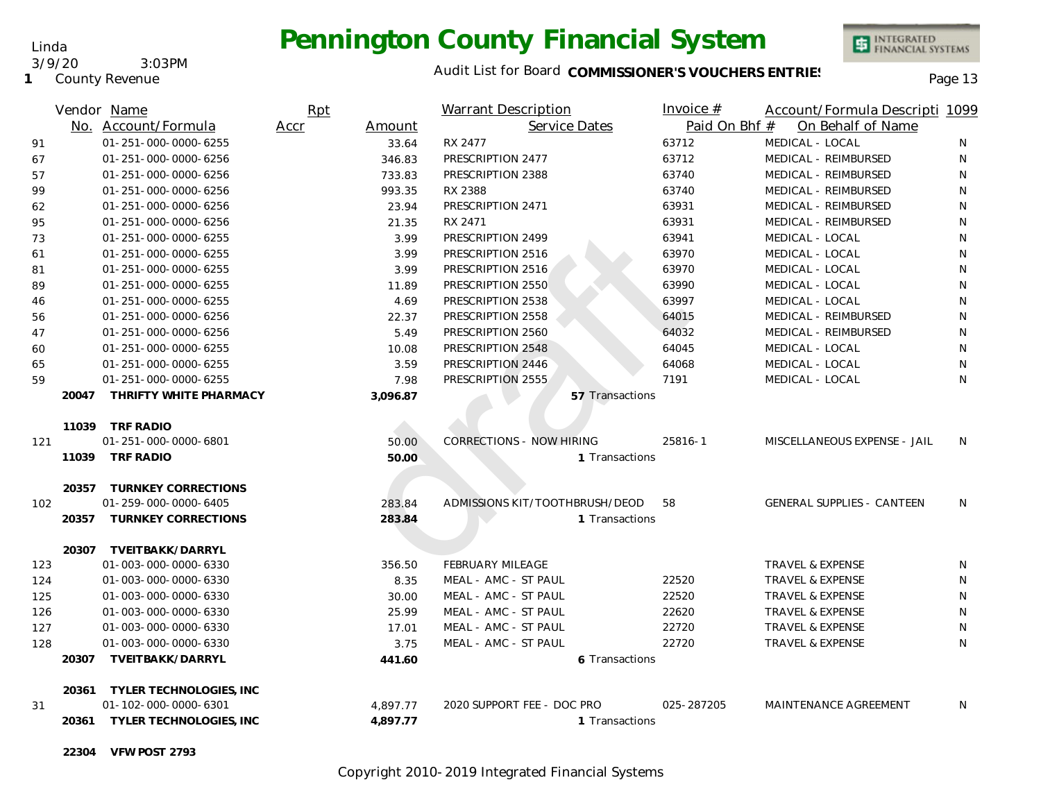# Pennington County Financial System

Linda
3/9/20 3:03PM
1 County Revenue

Audit List for Board **COMMISSIONER'S VOUCHERS ENTRIES**

| Vendor No. | Name / Account/Formula | Rpt Accr | Amount | Warrant Description / Service Dates | Invoice # / Paid On Bhf # | Account/Formula Descripti / On Behalf of Name | 1099 |
|---|---|---|---|---|---|---|---|
| 91 | 01-251-000-0000-6255 | | 33.64 | RX 2477 | 63712 | MEDICAL - LOCAL | N |
| 67 | 01-251-000-0000-6256 | | 346.83 | PRESCRIPTION 2477 | 63712 | MEDICAL - REIMBURSED | N |
| 57 | 01-251-000-0000-6256 | | 733.83 | PRESCRIPTION 2388 | 63740 | MEDICAL - REIMBURSED | N |
| 99 | 01-251-000-0000-6256 | | 993.35 | RX 2388 | 63740 | MEDICAL - REIMBURSED | N |
| 62 | 01-251-000-0000-6256 | | 23.94 | PRESCRIPTION 2471 | 63931 | MEDICAL - REIMBURSED | N |
| 95 | 01-251-000-0000-6256 | | 21.35 | RX 2471 | 63931 | MEDICAL - REIMBURSED | N |
| 73 | 01-251-000-0000-6255 | | 3.99 | PRESCRIPTION 2499 | 63941 | MEDICAL - LOCAL | N |
| 61 | 01-251-000-0000-6255 | | 3.99 | PRESCRIPTION 2516 | 63970 | MEDICAL - LOCAL | N |
| 81 | 01-251-000-0000-6255 | | 3.99 | PRESCRIPTION 2516 | 63970 | MEDICAL - LOCAL | N |
| 89 | 01-251-000-0000-6255 | | 11.89 | PRESCRIPTION 2550 | 63990 | MEDICAL - LOCAL | N |
| 46 | 01-251-000-0000-6255 | | 4.69 | PRESCRIPTION 2538 | 63997 | MEDICAL - LOCAL | N |
| 56 | 01-251-000-0000-6256 | | 22.37 | PRESCRIPTION 2558 | 64015 | MEDICAL - REIMBURSED | N |
| 47 | 01-251-000-0000-6256 | | 5.49 | PRESCRIPTION 2560 | 64032 | MEDICAL - REIMBURSED | N |
| 60 | 01-251-000-0000-6255 | | 10.08 | PRESCRIPTION 2548 | 64045 | MEDICAL - LOCAL | N |
| 65 | 01-251-000-0000-6255 | | 3.59 | PRESCRIPTION 2446 | 64068 | MEDICAL - LOCAL | N |
| 59 | 01-251-000-0000-6255 | | 7.98 | PRESCRIPTION 2555 | 7191 | MEDICAL - LOCAL | N |
| **20047** | **THRIFTY WHITE PHARMACY** | | **3,096.87** | **57** Transactions | | | |
| **11039** | **TRF RADIO** | | | | | | |
| 121 | 01-251-000-0000-6801 | | 50.00 | CORRECTIONS - NOW HIRING | 25816-1 | MISCELLANEOUS EXPENSE - JAIL | N |
| **11039** | **TRF RADIO** | | **50.00** | **1** Transactions | | | |
| **20357** | **TURNKEY CORRECTIONS** | | | | | | |
| 102 | 01-259-000-0000-6405 | | 283.84 | ADMISSIONS KIT/TOOTHBRUSH/DEOD | 58 | GENERAL SUPPLIES - CANTEEN | N |
| **20357** | **TURNKEY CORRECTIONS** | | **283.84** | **1** Transactions | | | |
| **20307** | **TVEITBAKK/DARRYL** | | | | | | |
| 123 | 01-003-000-0000-6330 | | 356.50 | FEBRUARY MILEAGE | | TRAVEL & EXPENSE | N |
| 124 | 01-003-000-0000-6330 | | 8.35 | MEAL - AMC - ST PAUL | 22520 | TRAVEL & EXPENSE | N |
| 125 | 01-003-000-0000-6330 | | 30.00 | MEAL - AMC - ST PAUL | 22520 | TRAVEL & EXPENSE | N |
| 126 | 01-003-000-0000-6330 | | 25.99 | MEAL - AMC - ST PAUL | 22620 | TRAVEL & EXPENSE | N |
| 127 | 01-003-000-0000-6330 | | 17.01 | MEAL - AMC - ST PAUL | 22720 | TRAVEL & EXPENSE | N |
| 128 | 01-003-000-0000-6330 | | 3.75 | MEAL - AMC - ST PAUL | 22720 | TRAVEL & EXPENSE | N |
| **20307** | **TVEITBAKK/DARRYL** | | **441.60** | **6** Transactions | | | |
| **20361** | **TYLER TECHNOLOGIES, INC** | | | | | | |
| 31 | 01-102-000-0000-6301 | | 4,897.77 | 2020 SUPPORT FEE - DOC PRO | 025-287205 | MAINTENANCE AGREEMENT | N |
| **20361** | **TYLER TECHNOLOGIES, INC** | | **4,897.77** | **1** Transactions | | | |
| **22304** | **VFW POST 2793** | | | | | | |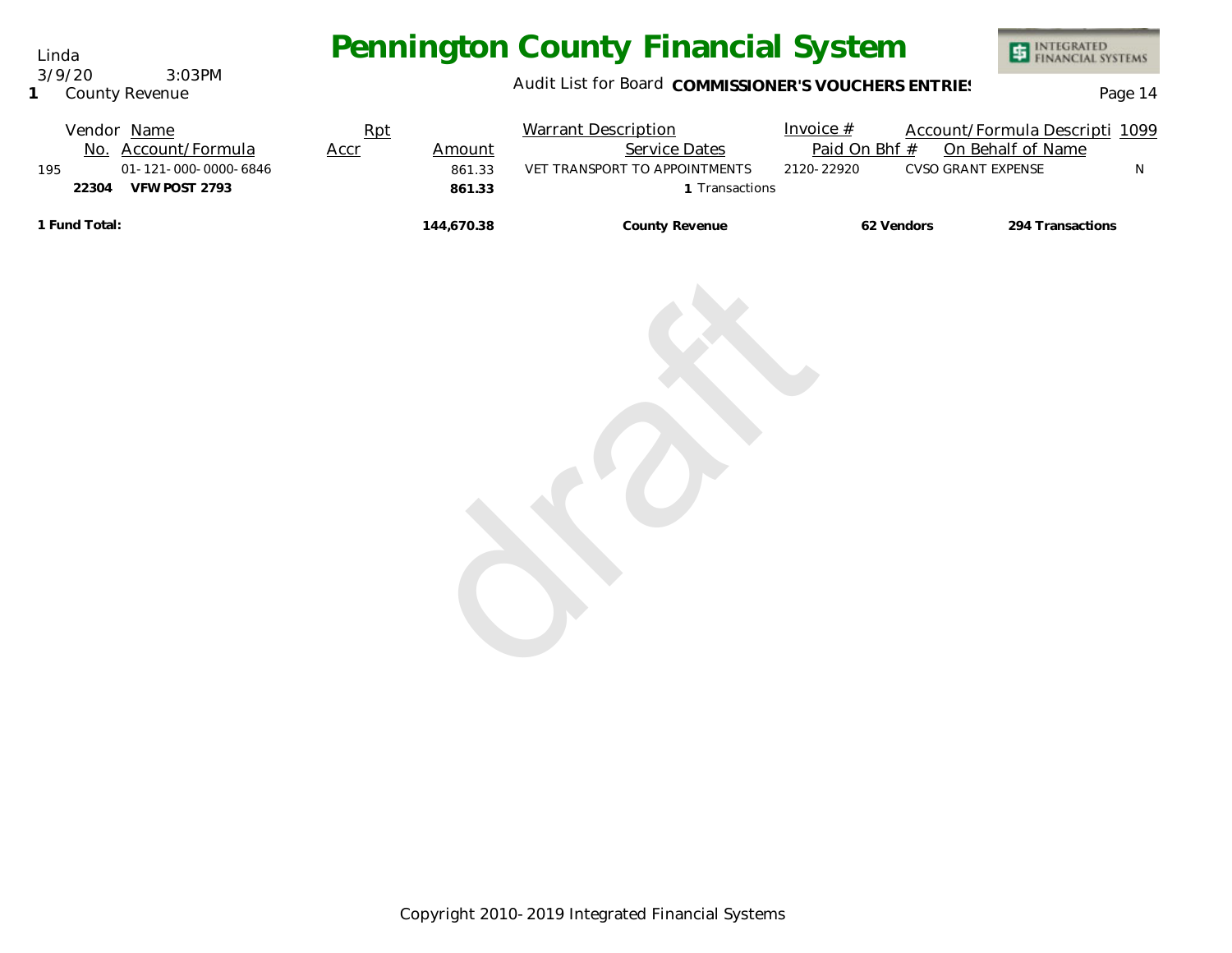# Pennington County Financial System

Linda
3/9/20 3:03PM
**1** County Revenue

Audit List for Board **COMMISSIONER'S VOUCHERS ENTRIES**

| Vendor No. | Name / Account/Formula | Rpt Accr | Amount | Warrant Description / Service Dates | Invoice # / Paid On Bhf # | Account/Formula Descripti / On Behalf of Name | 1099 |
|---|---|---|---|---|---|---|---|
| 195 | 01-121-000-0000-6846 | | 861.33 | VET TRANSPORT TO APPOINTMENTS | 2120-22920 | CVSO GRANT EXPENSE | N |
| **22304** | **VFW POST 2793** | | **861.33** | **1** Transactions | | | |
| **1 Fund Total:** | | | **144,670.38** | **County Revenue** | **62 Vendors** | **294 Transactions** | |

draft

Copyright 2010-2019 Integrated Financial Systems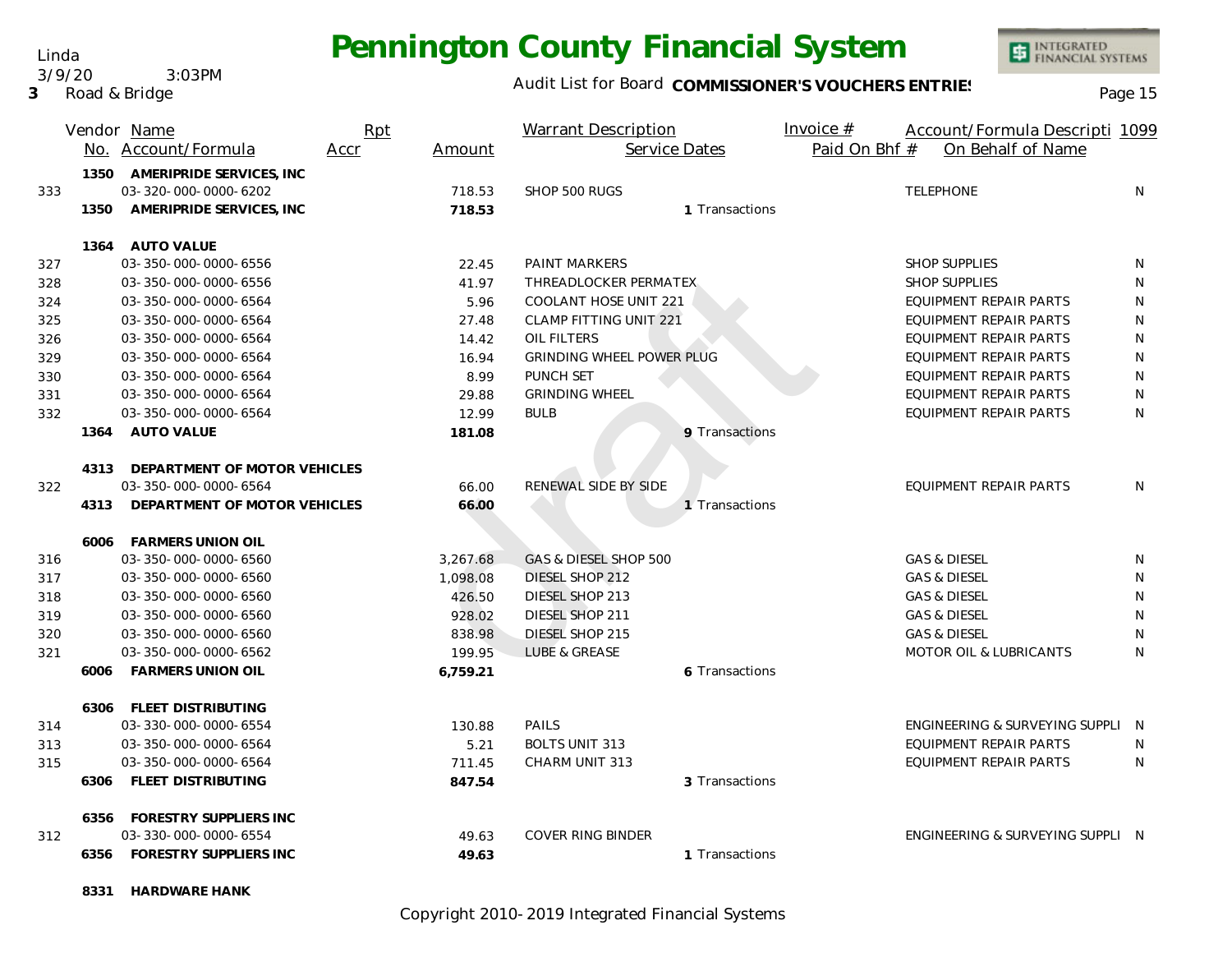Linda
3/9/20 3:03PM
3 Road & Bridge

# Pennington County Financial System

Audit List for Board **COMMISSIONER'S VOUCHERS ENTRIES**

| | Vendor No. | Name / Account/Formula | Rpt Accr | Amount | Warrant Description | Service Dates | Invoice # / Paid On Bhf # | Account/Formula Description / On Behalf of Name | 1099 |
|---|---|---|---|---|---|---|---|---|---|
| | 1350 | **AMERIPRIDE SERVICES, INC** | | | | | | | |
| 333 | | 03-320-000-0000-6202 | | 718.53 | SHOP 500 RUGS | | | TELEPHONE | N |
| | 1350 | **AMERIPRIDE SERVICES, INC** | | **718.53** | | 1 Transactions | | | |
| | 1364 | **AUTO VALUE** | | | | | | | |
| 327 | | 03-350-000-0000-6556 | | 22.45 | PAINT MARKERS | | | SHOP SUPPLIES | N |
| 328 | | 03-350-000-0000-6556 | | 41.97 | THREADLOCKER PERMATEX | | | SHOP SUPPLIES | N |
| 324 | | 03-350-000-0000-6564 | | 5.96 | COOLANT HOSE UNIT 221 | | | EQUIPMENT REPAIR PARTS | N |
| 325 | | 03-350-000-0000-6564 | | 27.48 | CLAMP FITTING UNIT 221 | | | EQUIPMENT REPAIR PARTS | N |
| 326 | | 03-350-000-0000-6564 | | 14.42 | OIL FILTERS | | | EQUIPMENT REPAIR PARTS | N |
| 329 | | 03-350-000-0000-6564 | | 16.94 | GRINDING WHEEL POWER PLUG | | | EQUIPMENT REPAIR PARTS | N |
| 330 | | 03-350-000-0000-6564 | | 8.99 | PUNCH SET | | | EQUIPMENT REPAIR PARTS | N |
| 331 | | 03-350-000-0000-6564 | | 29.88 | GRINDING WHEEL | | | EQUIPMENT REPAIR PARTS | N |
| 332 | | 03-350-000-0000-6564 | | 12.99 | BULB | | | EQUIPMENT REPAIR PARTS | N |
| | 1364 | **AUTO VALUE** | | **181.08** | | 9 Transactions | | | |
| | 4313 | **DEPARTMENT OF MOTOR VEHICLES** | | | | | | | |
| 322 | | 03-350-000-0000-6564 | | 66.00 | RENEWAL SIDE BY SIDE | | | EQUIPMENT REPAIR PARTS | N |
| | 4313 | **DEPARTMENT OF MOTOR VEHICLES** | | **66.00** | | 1 Transactions | | | |
| | 6006 | **FARMERS UNION OIL** | | | | | | | |
| 316 | | 03-350-000-0000-6560 | | 3,267.68 | GAS & DIESEL SHOP 500 | | | GAS & DIESEL | N |
| 317 | | 03-350-000-0000-6560 | | 1,098.08 | DIESEL SHOP 212 | | | GAS & DIESEL | N |
| 318 | | 03-350-000-0000-6560 | | 426.50 | DIESEL SHOP 213 | | | GAS & DIESEL | N |
| 319 | | 03-350-000-0000-6560 | | 928.02 | DIESEL SHOP 211 | | | GAS & DIESEL | N |
| 320 | | 03-350-000-0000-6560 | | 838.98 | DIESEL SHOP 215 | | | GAS & DIESEL | N |
| 321 | | 03-350-000-0000-6562 | | 199.95 | LUBE & GREASE | | | MOTOR OIL & LUBRICANTS | N |
| | 6006 | **FARMERS UNION OIL** | | **6,759.21** | | 6 Transactions | | | |
| | 6306 | **FLEET DISTRIBUTING** | | | | | | | |
| 314 | | 03-330-000-0000-6554 | | 130.88 | PAILS | | | ENGINEERING & SURVEYING SUPPLI | N |
| 313 | | 03-350-000-0000-6564 | | 5.21 | BOLTS UNIT 313 | | | EQUIPMENT REPAIR PARTS | N |
| 315 | | 03-350-000-0000-6564 | | 711.45 | CHARM UNIT 313 | | | EQUIPMENT REPAIR PARTS | N |
| | 6306 | **FLEET DISTRIBUTING** | | **847.54** | | 3 Transactions | | | |
| | 6356 | **FORESTRY SUPPLIERS INC** | | | | | | | |
| 312 | | 03-330-000-0000-6554 | | 49.63 | COVER RING BINDER | | | ENGINEERING & SURVEYING SUPPLI | N |
| | 6356 | **FORESTRY SUPPLIERS INC** | | **49.63** | | 1 Transactions | | | |
| | 8331 | **HARDWARE HANK** | | | | | | | |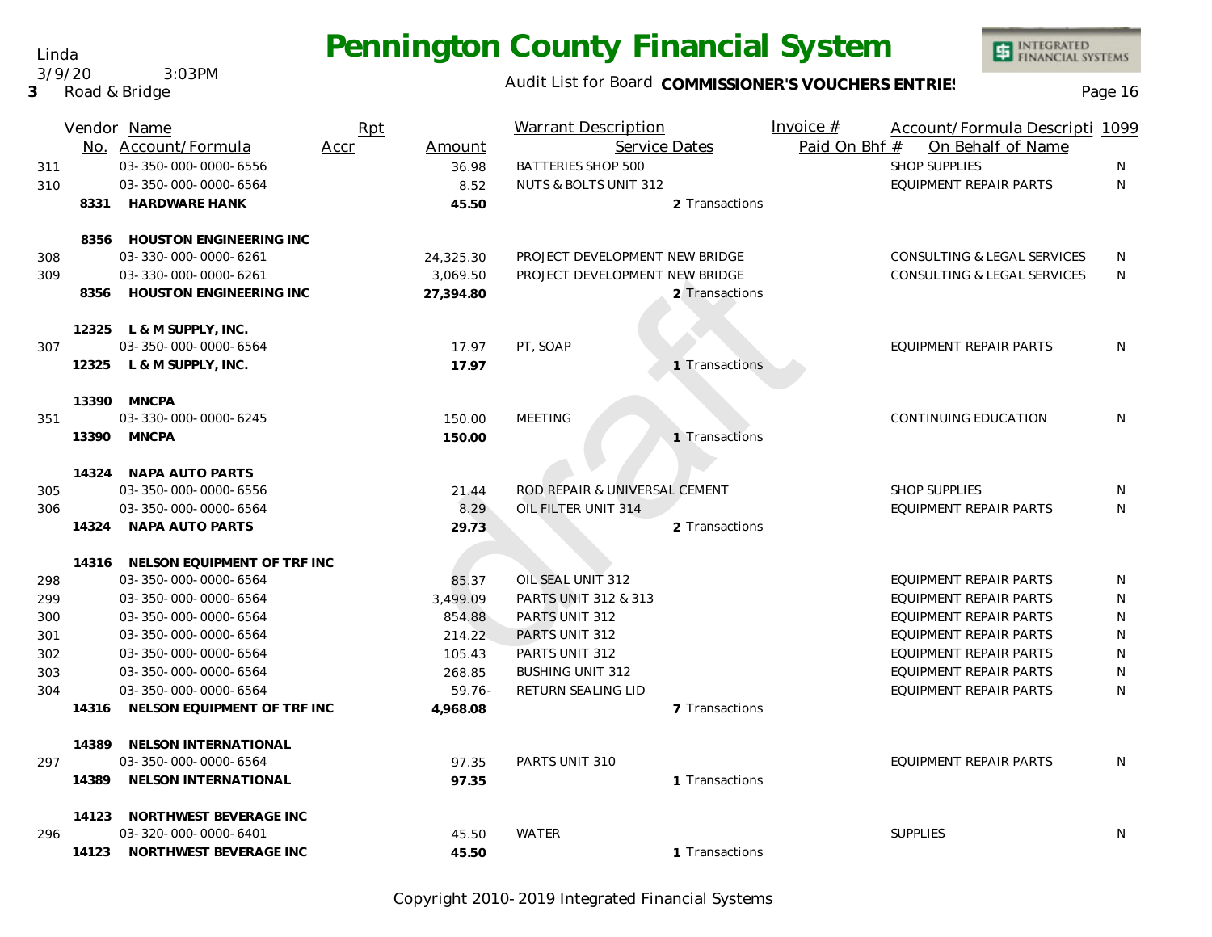# Pennington County Financial System

Linda
3/9/20 3:03PM
3 Road & Bridge

Audit List for Board **COMMISSIONER'S VOUCHERS ENTRIES**

| | Vendor No. | Name / Account/Formula | Rpt Accr | Amount | Warrant Description / Service Dates | Invoice # / Paid On Bhf # | Account/Formula Description / On Behalf of Name | 1099 |
|---|---|---|---|---|---|---|---|---|
| 311 | | 03-350-000-0000-6556 | | 36.98 | BATTERIES SHOP 500 | | SHOP SUPPLIES | N |
| 310 | | 03-350-000-0000-6564 | | 8.52 | NUTS & BOLTS UNIT 312 | | EQUIPMENT REPAIR PARTS | N |
| | **8331** | **HARDWARE HANK** | | **45.50** | 2 Transactions | | | |
| | **8356** | **HOUSTON ENGINEERING INC** | | | | | | |
| 308 | | 03-330-000-0000-6261 | | 24,325.30 | PROJECT DEVELOPMENT NEW BRIDGE | | CONSULTING & LEGAL SERVICES | N |
| 309 | | 03-330-000-0000-6261 | | 3,069.50 | PROJECT DEVELOPMENT NEW BRIDGE | | CONSULTING & LEGAL SERVICES | N |
| | **8356** | **HOUSTON ENGINEERING INC** | | **27,394.80** | 2 Transactions | | | |
| | **12325** | **L & M SUPPLY, INC.** | | | | | | |
| 307 | | 03-350-000-0000-6564 | | 17.97 | PT, SOAP | | EQUIPMENT REPAIR PARTS | N |
| | **12325** | **L & M SUPPLY, INC.** | | **17.97** | 1 Transactions | | | |
| | **13390** | **MNCPA** | | | | | | |
| 351 | | 03-330-000-0000-6245 | | 150.00 | MEETING | | CONTINUING EDUCATION | N |
| | **13390** | **MNCPA** | | **150.00** | 1 Transactions | | | |
| | **14324** | **NAPA AUTO PARTS** | | | | | | |
| 305 | | 03-350-000-0000-6556 | | 21.44 | ROD REPAIR & UNIVERSAL CEMENT | | SHOP SUPPLIES | N |
| 306 | | 03-350-000-0000-6564 | | 8.29 | OIL FILTER UNIT 314 | | EQUIPMENT REPAIR PARTS | N |
| | **14324** | **NAPA AUTO PARTS** | | **29.73** | 2 Transactions | | | |
| | **14316** | **NELSON EQUIPMENT OF TRF INC** | | | | | | |
| 298 | | 03-350-000-0000-6564 | | 85.37 | OIL SEAL UNIT 312 | | EQUIPMENT REPAIR PARTS | N |
| 299 | | 03-350-000-0000-6564 | | 3,499.09 | PARTS UNIT 312 & 313 | | EQUIPMENT REPAIR PARTS | N |
| 300 | | 03-350-000-0000-6564 | | 854.88 | PARTS UNIT 312 | | EQUIPMENT REPAIR PARTS | N |
| 301 | | 03-350-000-0000-6564 | | 214.22 | PARTS UNIT 312 | | EQUIPMENT REPAIR PARTS | N |
| 302 | | 03-350-000-0000-6564 | | 105.43 | PARTS UNIT 312 | | EQUIPMENT REPAIR PARTS | N |
| 303 | | 03-350-000-0000-6564 | | 268.85 | BUSHING UNIT 312 | | EQUIPMENT REPAIR PARTS | N |
| 304 | | 03-350-000-0000-6564 | | 59.76- | RETURN SEALING LID | | EQUIPMENT REPAIR PARTS | N |
| | **14316** | **NELSON EQUIPMENT OF TRF INC** | | **4,968.08** | 7 Transactions | | | |
| | **14389** | **NELSON INTERNATIONAL** | | | | | | |
| 297 | | 03-350-000-0000-6564 | | 97.35 | PARTS UNIT 310 | | EQUIPMENT REPAIR PARTS | N |
| | **14389** | **NELSON INTERNATIONAL** | | **97.35** | 1 Transactions | | | |
| | **14123** | **NORTHWEST BEVERAGE INC** | | | | | | |
| 296 | | 03-320-000-0000-6401 | | 45.50 | WATER | | SUPPLIES | N |
| | **14123** | **NORTHWEST BEVERAGE INC** | | **45.50** | 1 Transactions | | | |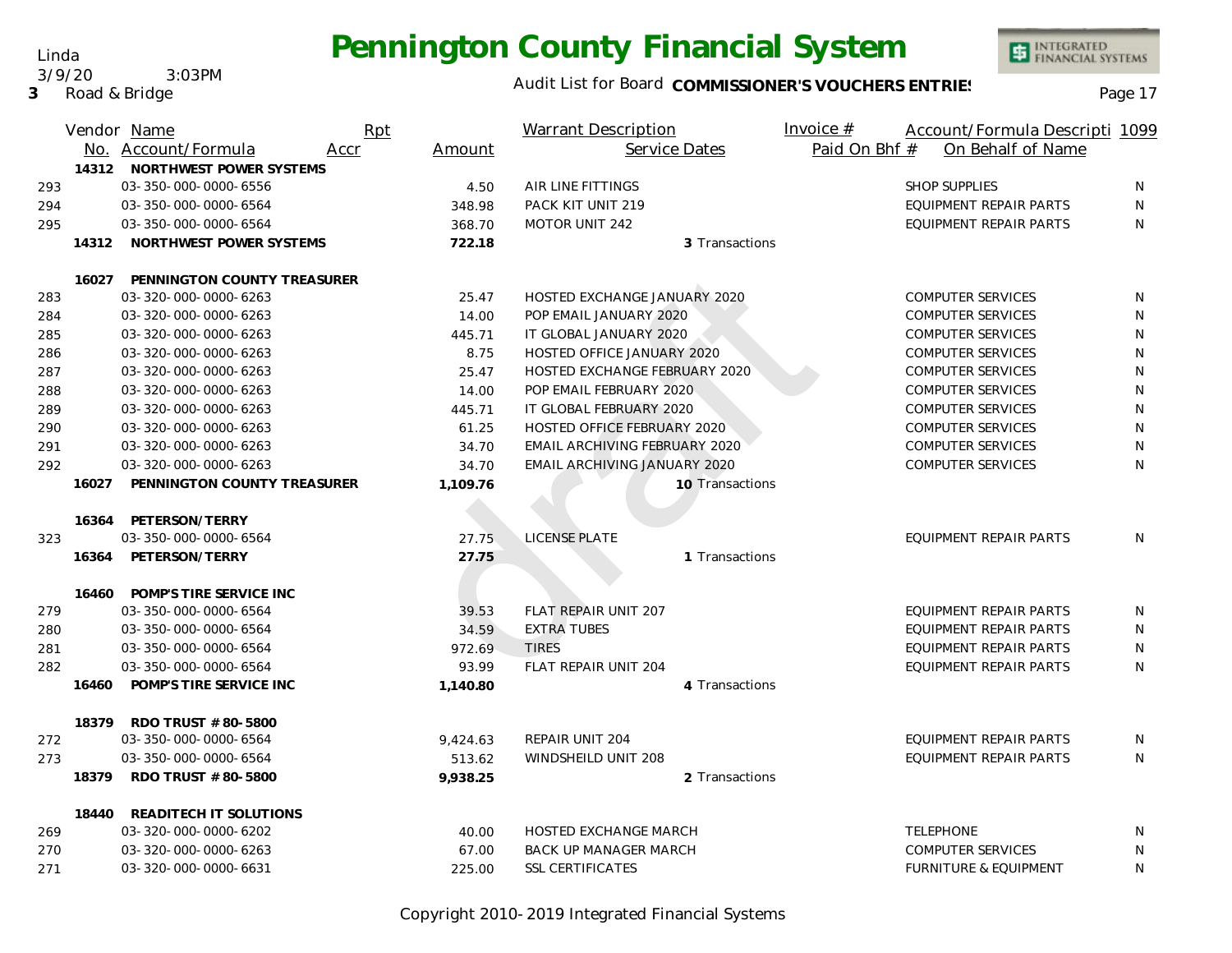Linda
3/9/20 3:03PM
3 Road & Bridge

# Pennington County Financial System

Audit List for Board **COMMISSIONER'S VOUCHERS ENTRIES**

| Vendor No. | Name / Account/Formula | Rpt Accr | Amount | Warrant Description / Service Dates | Invoice # / Paid On Bhf # | Account/Formula Description / On Behalf of Name | 1099 |
|---|---|---|---|---|---|---|---|
| 14312 | **NORTHWEST POWER SYSTEMS** | | | | | | |
| 293 | 03-350-000-0000-6556 | | 4.50 | AIR LINE FITTINGS | | SHOP SUPPLIES | N |
| 294 | 03-350-000-0000-6564 | | 348.98 | PACK KIT UNIT 219 | | EQUIPMENT REPAIR PARTS | N |
| 295 | 03-350-000-0000-6564 | | 368.70 | MOTOR UNIT 242 | | EQUIPMENT REPAIR PARTS | N |
| 14312 | **NORTHWEST POWER SYSTEMS** | | **722.18** | 3 Transactions | | | |
| 16027 | **PENNINGTON COUNTY TREASURER** | | | | | | |
| 283 | 03-320-000-0000-6263 | | 25.47 | HOSTED EXCHANGE JANUARY 2020 | | COMPUTER SERVICES | N |
| 284 | 03-320-000-0000-6263 | | 14.00 | POP EMAIL JANUARY 2020 | | COMPUTER SERVICES | N |
| 285 | 03-320-000-0000-6263 | | 445.71 | IT GLOBAL JANUARY 2020 | | COMPUTER SERVICES | N |
| 286 | 03-320-000-0000-6263 | | 8.75 | HOSTED OFFICE JANUARY 2020 | | COMPUTER SERVICES | N |
| 287 | 03-320-000-0000-6263 | | 25.47 | HOSTED EXCHANGE FEBRUARY 2020 | | COMPUTER SERVICES | N |
| 288 | 03-320-000-0000-6263 | | 14.00 | POP EMAIL FEBRUARY 2020 | | COMPUTER SERVICES | N |
| 289 | 03-320-000-0000-6263 | | 445.71 | IT GLOBAL FEBRUARY 2020 | | COMPUTER SERVICES | N |
| 290 | 03-320-000-0000-6263 | | 61.25 | HOSTED OFFICE FEBRUARY 2020 | | COMPUTER SERVICES | N |
| 291 | 03-320-000-0000-6263 | | 34.70 | EMAIL ARCHIVING FEBRUARY 2020 | | COMPUTER SERVICES | N |
| 292 | 03-320-000-0000-6263 | | 34.70 | EMAIL ARCHIVING JANUARY 2020 | | COMPUTER SERVICES | N |
| 16027 | **PENNINGTON COUNTY TREASURER** | | **1,109.76** | 10 Transactions | | | |
| 16364 | **PETERSON/TERRY** | | | | | | |
| 323 | 03-350-000-0000-6564 | | 27.75 | LICENSE PLATE | | EQUIPMENT REPAIR PARTS | N |
| 16364 | **PETERSON/TERRY** | | **27.75** | 1 Transactions | | | |
| 16460 | **POMP'S TIRE SERVICE INC** | | | | | | |
| 279 | 03-350-000-0000-6564 | | 39.53 | FLAT REPAIR UNIT 207 | | EQUIPMENT REPAIR PARTS | N |
| 280 | 03-350-000-0000-6564 | | 34.59 | EXTRA TUBES | | EQUIPMENT REPAIR PARTS | N |
| 281 | 03-350-000-0000-6564 | | 972.69 | TIRES | | EQUIPMENT REPAIR PARTS | N |
| 282 | 03-350-000-0000-6564 | | 93.99 | FLAT REPAIR UNIT 204 | | EQUIPMENT REPAIR PARTS | N |
| 16460 | **POMP'S TIRE SERVICE INC** | | **1,140.80** | 4 Transactions | | | |
| 18379 | **RDO TRUST # 80-5800** | | | | | | |
| 272 | 03-350-000-0000-6564 | | 9,424.63 | REPAIR UNIT 204 | | EQUIPMENT REPAIR PARTS | N |
| 273 | 03-350-000-0000-6564 | | 513.62 | WINDSHEILD UNIT 208 | | EQUIPMENT REPAIR PARTS | N |
| 18379 | **RDO TRUST # 80-5800** | | **9,938.25** | 2 Transactions | | | |
| 18440 | **READITECH IT SOLUTIONS** | | | | | | |
| 269 | 03-320-000-0000-6202 | | 40.00 | HOSTED EXCHANGE MARCH | | TELEPHONE | N |
| 270 | 03-320-000-0000-6263 | | 67.00 | BACK UP MANAGER MARCH | | COMPUTER SERVICES | N |
| 271 | 03-320-000-0000-6631 | | 225.00 | SSL CERTIFICATES | | FURNITURE & EQUIPMENT | N |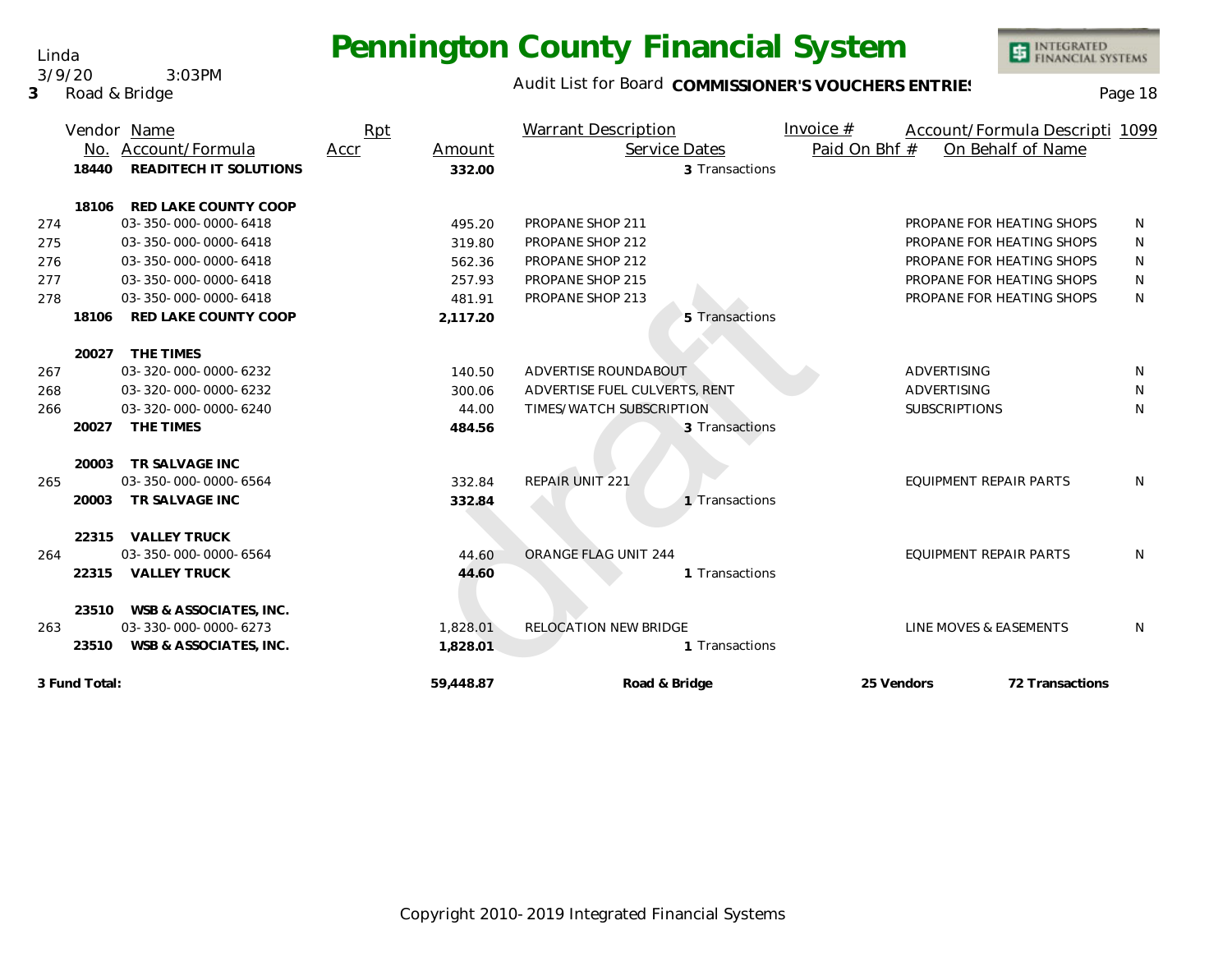# Pennington County Financial System

Linda
3/9/20 3:03PM
3 Road & Bridge

Audit List for Board **COMMISSIONER'S VOUCHERS ENTRIES**

| | Vendor No. | Name / Account/Formula | Rpt Accr | Amount | Warrant Description / Service Dates | Invoice # / Paid On Bhf # | Account/Formula Descripti / On Behalf of Name | 1099 |
|---|---|---|---|---|---|---|---|---|
| | **18440** | **READITECH IT SOLUTIONS** | | **332.00** | 3 Transactions | | | |
| | **18106** | **RED LAKE COUNTY COOP** | | | | | | |
| 274 | | 03-350-000-0000-6418 | | 495.20 | PROPANE SHOP 211 | | PROPANE FOR HEATING SHOPS | N |
| 275 | | 03-350-000-0000-6418 | | 319.80 | PROPANE SHOP 212 | | PROPANE FOR HEATING SHOPS | N |
| 276 | | 03-350-000-0000-6418 | | 562.36 | PROPANE SHOP 212 | | PROPANE FOR HEATING SHOPS | N |
| 277 | | 03-350-000-0000-6418 | | 257.93 | PROPANE SHOP 215 | | PROPANE FOR HEATING SHOPS | N |
| 278 | | 03-350-000-0000-6418 | | 481.91 | PROPANE SHOP 213 | | PROPANE FOR HEATING SHOPS | N |
| | **18106** | **RED LAKE COUNTY COOP** | | **2,117.20** | 5 Transactions | | | |
| | **20027** | **THE TIMES** | | | | | | |
| 267 | | 03-320-000-0000-6232 | | 140.50 | ADVERTISE ROUNDABOUT | | ADVERTISING | N |
| 268 | | 03-320-000-0000-6232 | | 300.06 | ADVERTISE FUEL CULVERTS, RENT | | ADVERTISING | N |
| 266 | | 03-320-000-0000-6240 | | 44.00 | TIMES/WATCH SUBSCRIPTION | | SUBSCRIPTIONS | N |
| | **20027** | **THE TIMES** | | **484.56** | 3 Transactions | | | |
| | **20003** | **TR SALVAGE INC** | | | | | | |
| 265 | | 03-350-000-0000-6564 | | 332.84 | REPAIR UNIT 221 | | EQUIPMENT REPAIR PARTS | N |
| | **20003** | **TR SALVAGE INC** | | **332.84** | 1 Transactions | | | |
| | **22315** | **VALLEY TRUCK** | | | | | | |
| 264 | | 03-350-000-0000-6564 | | 44.60 | ORANGE FLAG UNIT 244 | | EQUIPMENT REPAIR PARTS | N |
| | **22315** | **VALLEY TRUCK** | | **44.60** | 1 Transactions | | | |
| | **23510** | **WSB & ASSOCIATES, INC.** | | | | | | |
| 263 | | 03-330-000-0000-6273 | | 1,828.01 | RELOCATION NEW BRIDGE | | LINE MOVES & EASEMENTS | N |
| | **23510** | **WSB & ASSOCIATES, INC.** | | **1,828.01** | 1 Transactions | | | |
| **3 Fund Total:** | | | | **59,448.87** | **Road & Bridge** | **25 Vendors** | **72 Transactions** | |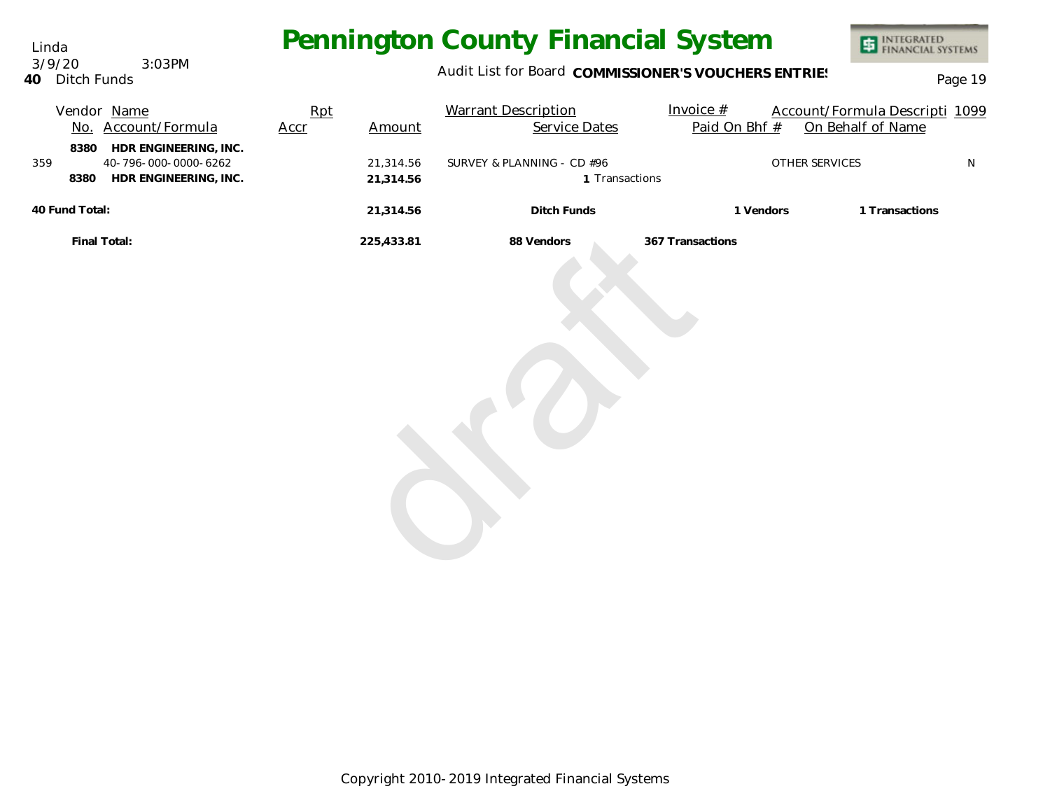# Pennington County Financial System

Linda
3/9/20 3:03PM
**40** Ditch Funds

Audit List for Board **COMMISSIONER'S VOUCHERS ENTRIES**

| Vendor No. | Name / Account/Formula | Rpt Accr | Amount | Warrant Description / Service Dates | Invoice # / Paid On Bhf # | Account/Formula Descripti / On Behalf of Name | 1099 |
|---|---|---|---|---|---|---|---|
| 8380 | **HDR ENGINEERING, INC.** | | | | | | |
| 359 | 40-796-000-0000-6262 | | 21,314.56 | SURVEY & PLANNING - CD #96 | | OTHER SERVICES | N |
| 8380 | **HDR ENGINEERING, INC.** | | **21,314.56** | **1** Transactions | | | |
| **40 Fund Total:** | | | **21,314.56** | **Ditch Funds** | **1 Vendors** | **1 Transactions** | |
| **Final Total:** | | | **225,433.81** | **88 Vendors** | **367 Transactions** | | |

Copyright 2010-2019 Integrated Financial Systems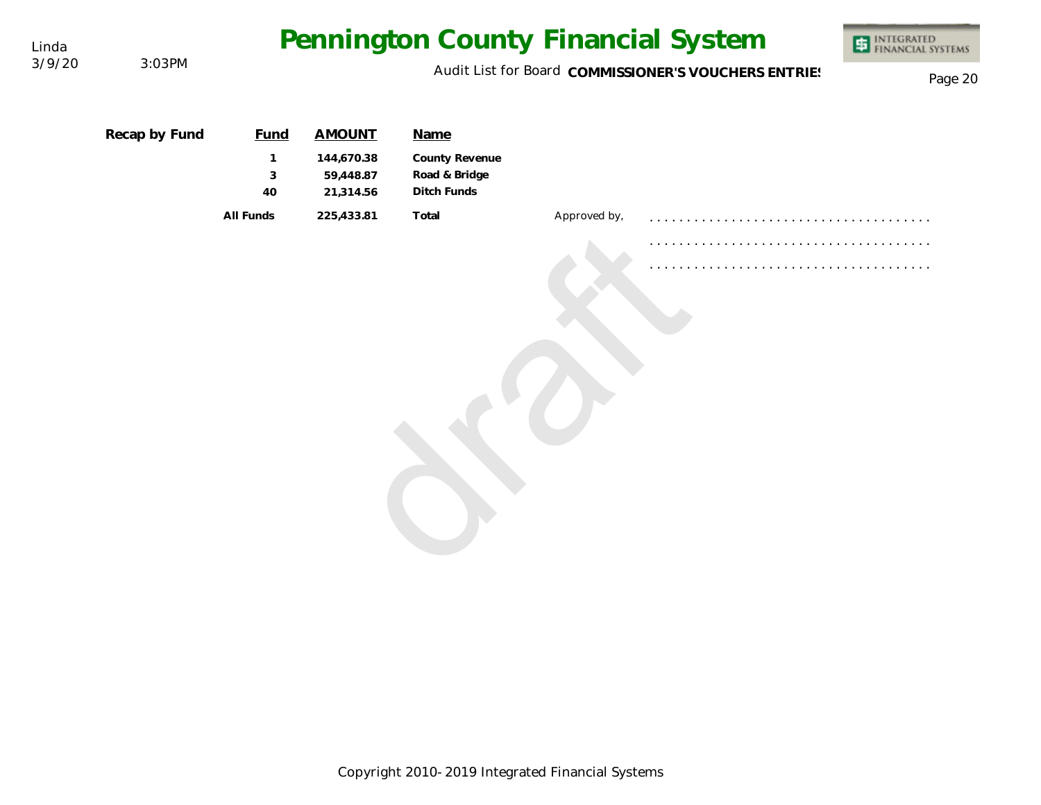**Recap by Fund**

| Fund | AMOUNT | Name |
|---|---|---|
| 1 | 144,670.38 | County Revenue |
| 3 | 59,448.87 | Road & Bridge |
| 40 | 21,314.56 | Ditch Funds |
| All Funds | 225,433.81 | Total |

Approved by,

. . . . . . . . . . . . . . . . . . . . . . . . . . . . . . . . . . . . .

. . . . . . . . . . . . . . . . . . . . . . . . . . . . . . . . . . . . .

. . . . . . . . . . . . . . . . . . . . . . . . . . . . . . . . . . . . .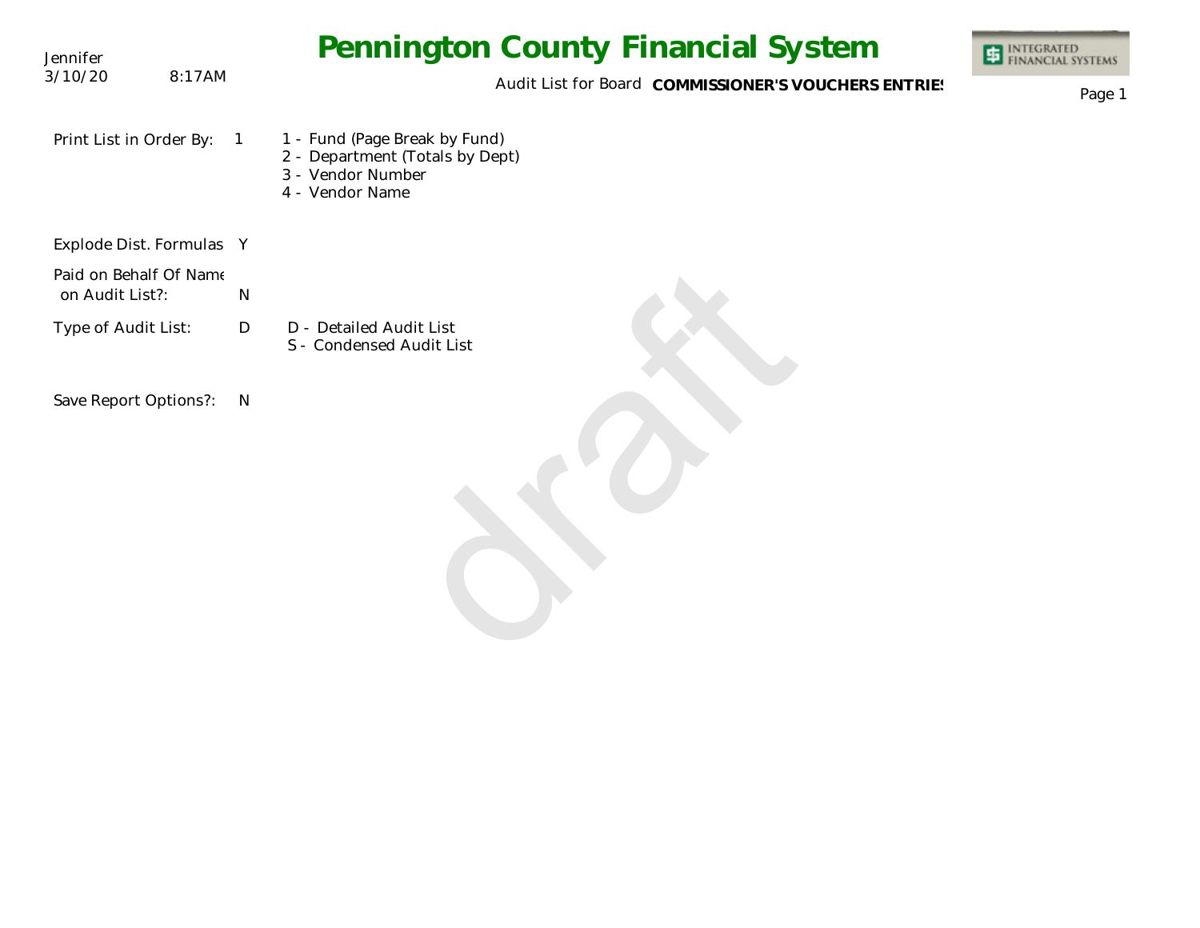Jennifer
3/10/20 8:17AM

# Pennington County Financial System

Audit List for Board **COMMISSIONER'S VOUCHERS ENTRIES**

INTEGRATED FINANCIAL SYSTEMS

| | | |
|---|---|---|
| Print List in Order By: | 1 | 1 - Fund (Page Break by Fund)<br>2 - Department (Totals by Dept)<br>3 - Vendor Number<br>4 - Vendor Name |
| Explode Dist. Formulas | Y | |
| Paid on Behalf Of Name on Audit List?: | N | |
| Type of Audit List: | D | D - Detailed Audit List<br>S - Condensed Audit List |
| Save Report Options?: | N | |

draft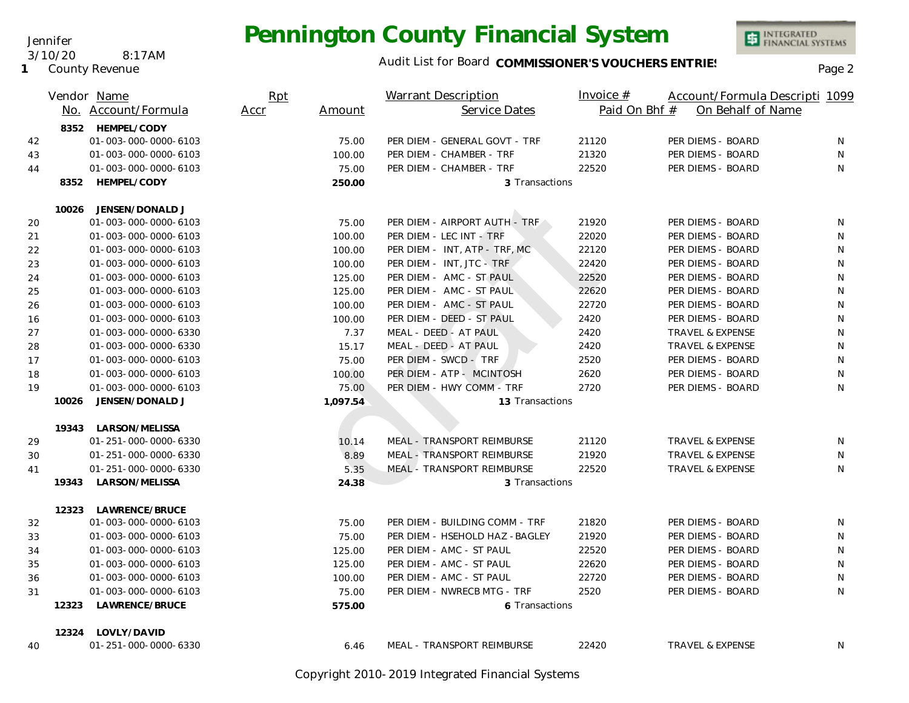Jennifer
3/10/20 8:17AM
1 County Revenue

# Pennington County Financial System

Audit List for Board **COMMISSIONER'S VOUCHERS ENTRIES**

| | Vendor No. | Name / Account/Formula | Rpt Accr | Amount | Warrant Description / Service Dates | Invoice # / Paid On Bhf # | Account/Formula Descripti / On Behalf of Name | 1099 |
|---|---|---|---|---|---|---|---|---|
| | 8352 | **HEMPEL/CODY** | | | | | | |
| 42 | | 01-003-000-0000-6103 | | 75.00 | PER DIEM - GENERAL GOVT - TRF | 21120 | PER DIEMS - BOARD | N |
| 43 | | 01-003-000-0000-6103 | | 100.00 | PER DIEM - CHAMBER - TRF | 21320 | PER DIEMS - BOARD | N |
| 44 | | 01-003-000-0000-6103 | | 75.00 | PER DIEM - CHAMBER - TRF | 22520 | PER DIEMS - BOARD | N |
| | 8352 | **HEMPEL/CODY** | | **250.00** | 3 Transactions | | | |
| | 10026 | **JENSEN/DONALD J** | | | | | | |
| 20 | | 01-003-000-0000-6103 | | 75.00 | PER DIEM - AIRPORT AUTH - TRF | 21920 | PER DIEMS - BOARD | N |
| 21 | | 01-003-000-0000-6103 | | 100.00 | PER DIEM - LEC INT - TRF | 22020 | PER DIEMS - BOARD | N |
| 22 | | 01-003-000-0000-6103 | | 100.00 | PER DIEM - INT, ATP - TRF, MC | 22120 | PER DIEMS - BOARD | N |
| 23 | | 01-003-000-0000-6103 | | 100.00 | PER DIEM - INT, JTC - TRF | 22420 | PER DIEMS - BOARD | N |
| 24 | | 01-003-000-0000-6103 | | 125.00 | PER DIEM - AMC - ST PAUL | 22520 | PER DIEMS - BOARD | N |
| 25 | | 01-003-000-0000-6103 | | 125.00 | PER DIEM - AMC - ST PAUL | 22620 | PER DIEMS - BOARD | N |
| 26 | | 01-003-000-0000-6103 | | 100.00 | PER DIEM - AMC - ST PAUL | 22720 | PER DIEMS - BOARD | N |
| 16 | | 01-003-000-0000-6103 | | 100.00 | PER DIEM - DEED - ST PAUL | 2420 | PER DIEMS - BOARD | N |
| 27 | | 01-003-000-0000-6330 | | 7.37 | MEAL - DEED - AT PAUL | 2420 | TRAVEL & EXPENSE | N |
| 28 | | 01-003-000-0000-6330 | | 15.17 | MEAL - DEED - AT PAUL | 2420 | TRAVEL & EXPENSE | N |
| 17 | | 01-003-000-0000-6103 | | 75.00 | PER DIEM - SWCD - TRF | 2520 | PER DIEMS - BOARD | N |
| 18 | | 01-003-000-0000-6103 | | 100.00 | PER DIEM - ATP - MCINTOSH | 2620 | PER DIEMS - BOARD | N |
| 19 | | 01-003-000-0000-6103 | | 75.00 | PER DIEM - HWY COMM - TRF | 2720 | PER DIEMS - BOARD | N |
| | 10026 | **JENSEN/DONALD J** | | **1,097.54** | 13 Transactions | | | |
| | 19343 | **LARSON/MELISSA** | | | | | | |
| 29 | | 01-251-000-0000-6330 | | 10.14 | MEAL - TRANSPORT REIMBURSE | 21120 | TRAVEL & EXPENSE | N |
| 30 | | 01-251-000-0000-6330 | | 8.89 | MEAL - TRANSPORT REIMBURSE | 21920 | TRAVEL & EXPENSE | N |
| 41 | | 01-251-000-0000-6330 | | 5.35 | MEAL - TRANSPORT REIMBURSE | 22520 | TRAVEL & EXPENSE | N |
| | 19343 | **LARSON/MELISSA** | | **24.38** | 3 Transactions | | | |
| | 12323 | **LAWRENCE/BRUCE** | | | | | | |
| 32 | | 01-003-000-0000-6103 | | 75.00 | PER DIEM - BUILDING COMM - TRF | 21820 | PER DIEMS - BOARD | N |
| 33 | | 01-003-000-0000-6103 | | 75.00 | PER DIEM - HSEHOLD HAZ - BAGLEY | 21920 | PER DIEMS - BOARD | N |
| 34 | | 01-003-000-0000-6103 | | 125.00 | PER DIEM - AMC - ST PAUL | 22520 | PER DIEMS - BOARD | N |
| 35 | | 01-003-000-0000-6103 | | 125.00 | PER DIEM - AMC - ST PAUL | 22620 | PER DIEMS - BOARD | N |
| 36 | | 01-003-000-0000-6103 | | 100.00 | PER DIEM - AMC - ST PAUL | 22720 | PER DIEMS - BOARD | N |
| 31 | | 01-003-000-0000-6103 | | 75.00 | PER DIEM - NWRECB MTG - TRF | 2520 | PER DIEMS - BOARD | N |
| | 12323 | **LAWRENCE/BRUCE** | | **575.00** | 6 Transactions | | | |
| | 12324 | **LOVLY/DAVID** | | | | | | |
| 40 | | 01-251-000-0000-6330 | | 6.46 | MEAL - TRANSPORT REIMBURSE | 22420 | TRAVEL & EXPENSE | N |

Copyright 2010-2019 Integrated Financial Systems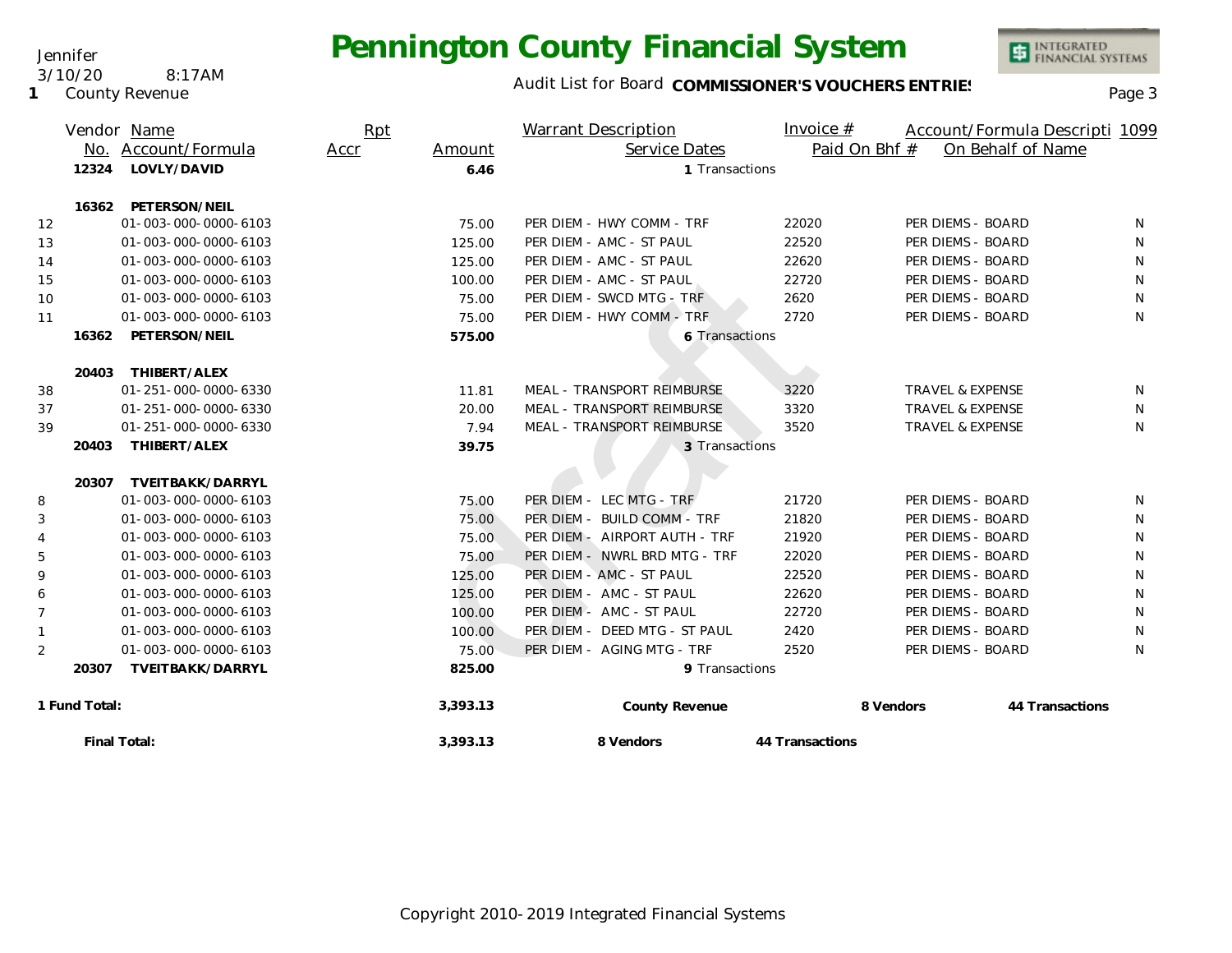Jennifer
3/10/20 8:17AM
1 County Revenue

# Pennington County Financial System

Audit List for Board **COMMISSIONER'S VOUCHERS ENTRIES**

| | Vendor No. | Name / Account/Formula | Rpt Accr | Amount | Warrant Description / Service Dates | Invoice # / Paid On Bhf # | Account/Formula Description / On Behalf of Name | 1099 |
|---|---|---|---|---|---|---|---|---|
| | **12324** | **LOVLY/DAVID** | | **6.46** | 1 Transactions | | | |
| | **16362** | **PETERSON/NEIL** | | | | | | |
| 12 | | 01-003-000-0000-6103 | | 75.00 | PER DIEM - HWY COMM - TRF | 22020 | PER DIEMS - BOARD | N |
| 13 | | 01-003-000-0000-6103 | | 125.00 | PER DIEM - AMC - ST PAUL | 22520 | PER DIEMS - BOARD | N |
| 14 | | 01-003-000-0000-6103 | | 125.00 | PER DIEM - AMC - ST PAUL | 22620 | PER DIEMS - BOARD | N |
| 15 | | 01-003-000-0000-6103 | | 100.00 | PER DIEM - AMC - ST PAUL | 22720 | PER DIEMS - BOARD | N |
| 10 | | 01-003-000-0000-6103 | | 75.00 | PER DIEM - SWCD MTG - TRF | 2620 | PER DIEMS - BOARD | N |
| 11 | | 01-003-000-0000-6103 | | 75.00 | PER DIEM - HWY COMM - TRF | 2720 | PER DIEMS - BOARD | N |
| | **16362** | **PETERSON/NEIL** | | **575.00** | 6 Transactions | | | |
| | **20403** | **THIBERT/ALEX** | | | | | | |
| 38 | | 01-251-000-0000-6330 | | 11.81 | MEAL - TRANSPORT REIMBURSE | 3220 | TRAVEL & EXPENSE | N |
| 37 | | 01-251-000-0000-6330 | | 20.00 | MEAL - TRANSPORT REIMBURSE | 3320 | TRAVEL & EXPENSE | N |
| 39 | | 01-251-000-0000-6330 | | 7.94 | MEAL - TRANSPORT REIMBURSE | 3520 | TRAVEL & EXPENSE | N |
| | **20403** | **THIBERT/ALEX** | | **39.75** | 3 Transactions | | | |
| | **20307** | **TVEITBAKK/DARRYL** | | | | | | |
| 8 | | 01-003-000-0000-6103 | | 75.00 | PER DIEM - LEC MTG - TRF | 21720 | PER DIEMS - BOARD | N |
| 3 | | 01-003-000-0000-6103 | | 75.00 | PER DIEM - BUILD COMM - TRF | 21820 | PER DIEMS - BOARD | N |
| 4 | | 01-003-000-0000-6103 | | 75.00 | PER DIEM - AIRPORT AUTH - TRF | 21920 | PER DIEMS - BOARD | N |
| 5 | | 01-003-000-0000-6103 | | 75.00 | PER DIEM - NWRL BRD MTG - TRF | 22020 | PER DIEMS - BOARD | N |
| 9 | | 01-003-000-0000-6103 | | 125.00 | PER DIEM - AMC - ST PAUL | 22520 | PER DIEMS - BOARD | N |
| 6 | | 01-003-000-0000-6103 | | 125.00 | PER DIEM - AMC - ST PAUL | 22620 | PER DIEMS - BOARD | N |
| 7 | | 01-003-000-0000-6103 | | 100.00 | PER DIEM - AMC - ST PAUL | 22720 | PER DIEMS - BOARD | N |
| 1 | | 01-003-000-0000-6103 | | 100.00 | PER DIEM - DEED MTG - ST PAUL | 2420 | PER DIEMS - BOARD | N |
| 2 | | 01-003-000-0000-6103 | | 75.00 | PER DIEM - AGING MTG - TRF | 2520 | PER DIEMS - BOARD | N |
| | **20307** | **TVEITBAKK/DARRYL** | | **825.00** | 9 Transactions | | | |

| | Amount | | | |
|---|---|---|---|---|
| **1 Fund Total:** | **3,393.13** | **County Revenue** | **8 Vendors** | **44 Transactions** |
| **Final Total:** | **3,393.13** | **8 Vendors** | **44 Transactions** | |

Copyright 2010-2019 Integrated Financial Systems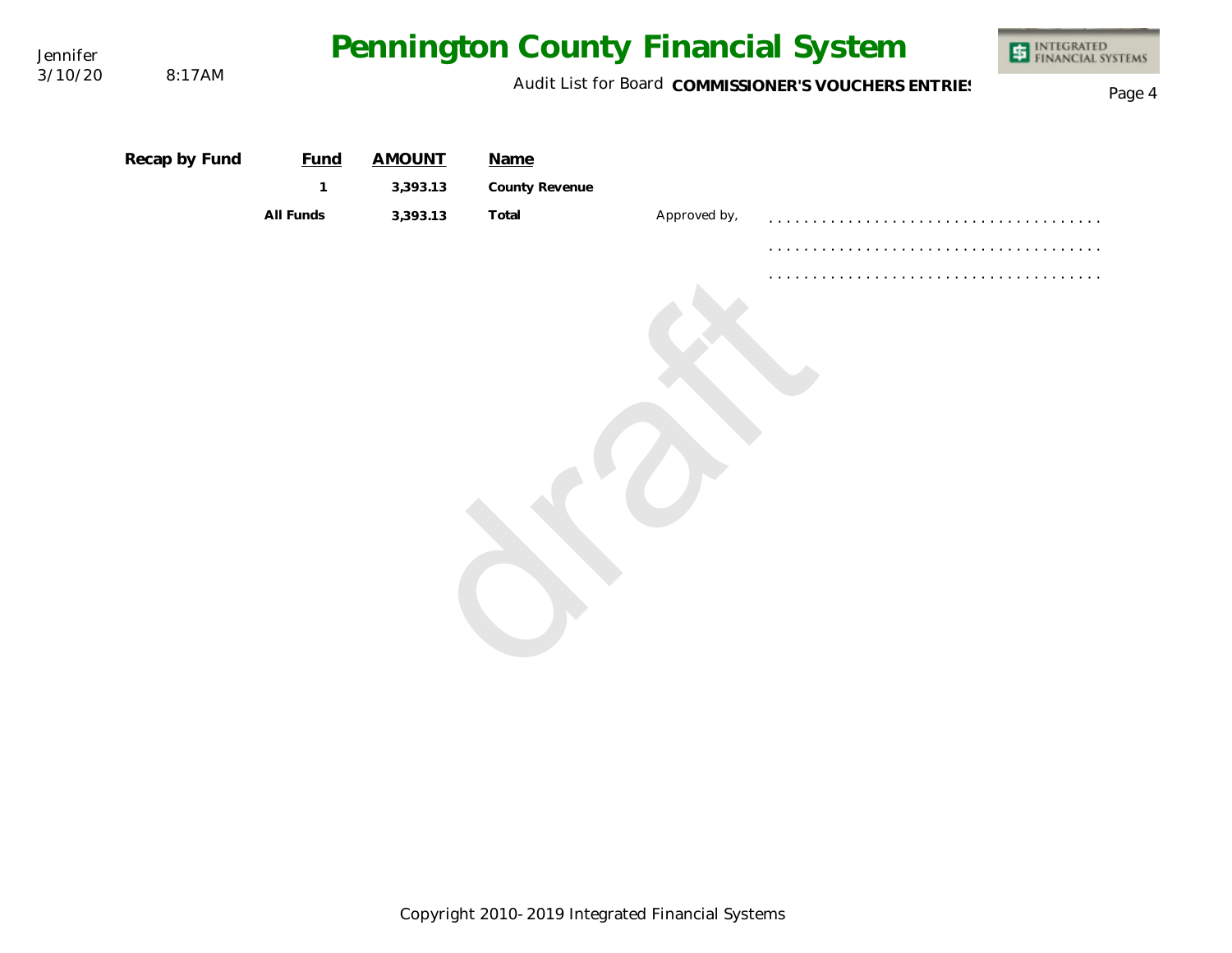# Pennington County Financial System

Jennifer
3/10/20 8:17AM

Audit List for Board **COMMISSIONER'S VOUCHERS ENTRIES**

| Recap by Fund | Fund | AMOUNT | Name |
|---|---|---|---|
| | 1 | 3,393.13 | County Revenue |
| | All Funds | 3,393.13 | Total |

Approved by,

. . . . . . . . . . . . . . . . . . . . . . . . . . . . . . . . . . . . .

. . . . . . . . . . . . . . . . . . . . . . . . . . . . . . . . . . . . .

. . . . . . . . . . . . . . . . . . . . . . . . . . . . . . . . . . . . .

draft

Copyright 2010-2019 Integrated Financial Systems